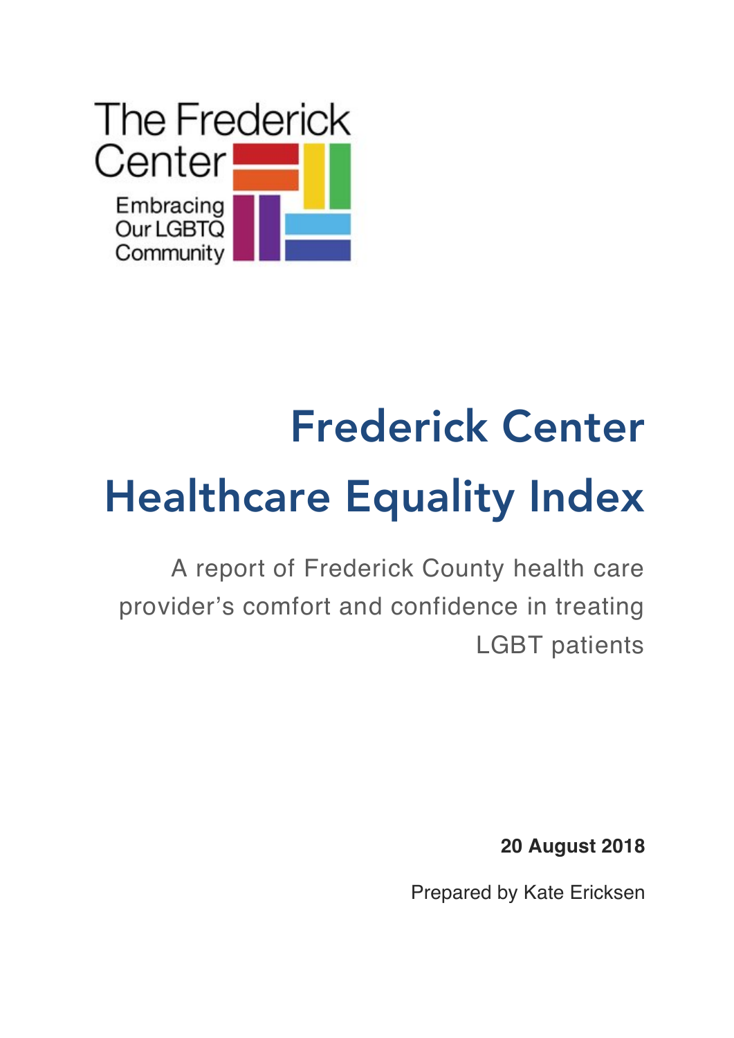The Frederick Center

Embracing Our LGBTQ Community

# Frederick Center Healthcare Equality Index

A report of Frederick County health care provider's comfort and confidence in treating LGBT patients

**20 August 2018**

Prepared by Kate Ericksen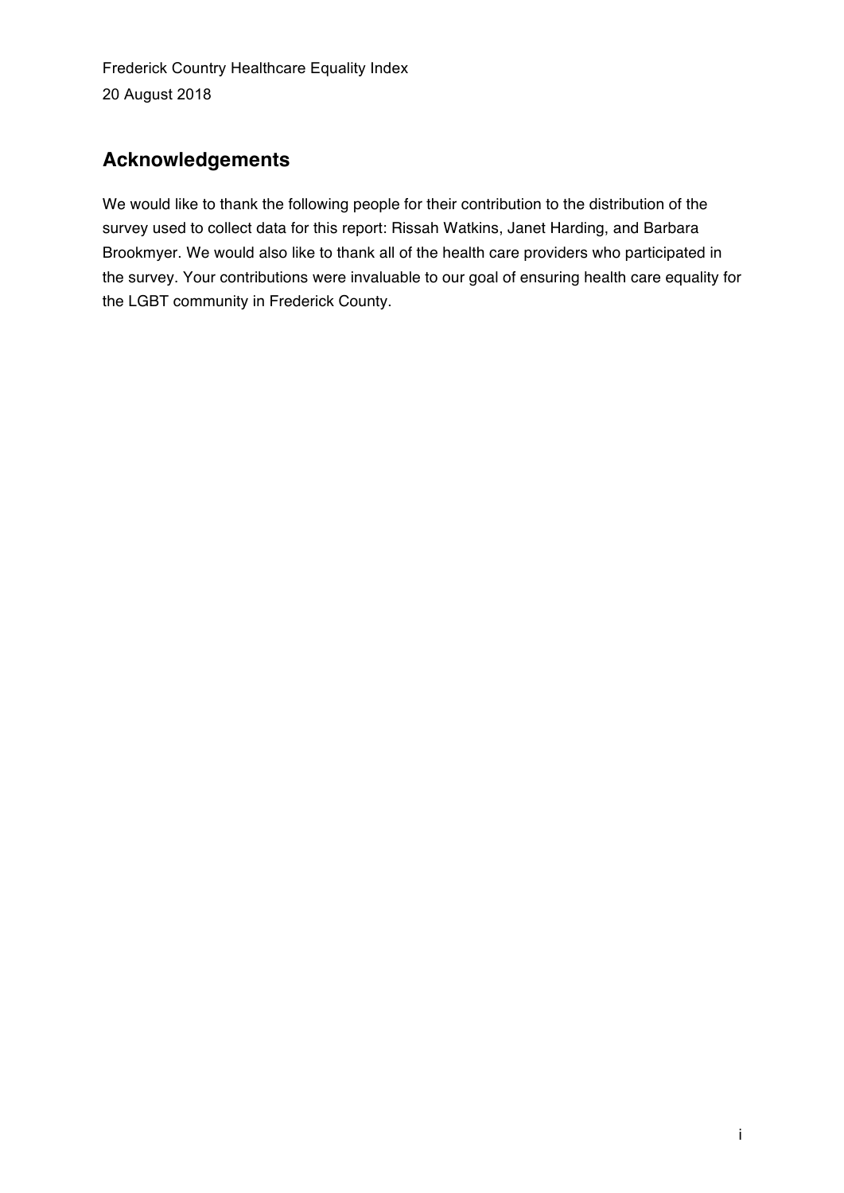## Acknowledgements

We would like to thank the following people for their contribution to the distribution of the survey used to collect data for this report: Rissah Watkins, Janet Harding, and Barbara Brookmyer. We would also like to thank all of the health care providers who participated in the survey. Your contributions were invaluable to our goal of ensuring health care equality for the LGBT community in Frederick County.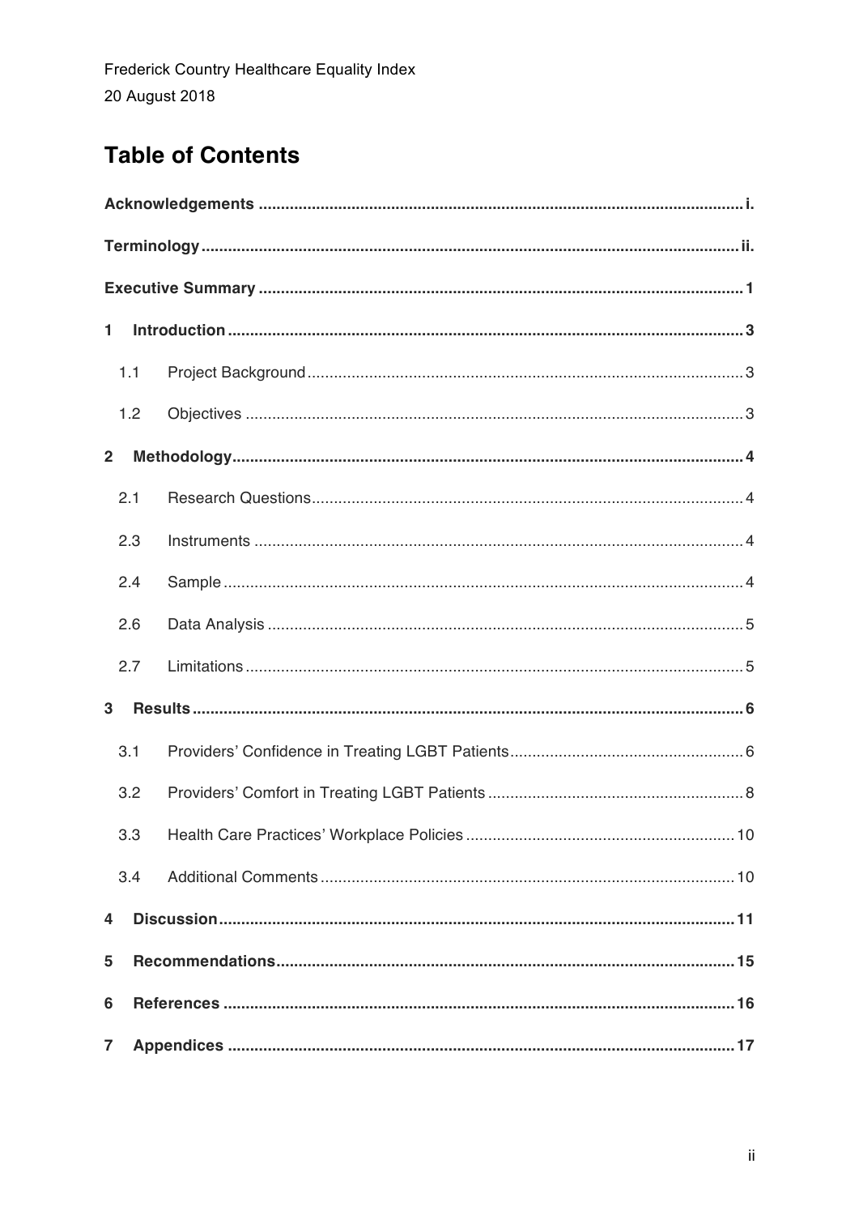Frederick Country Healthcare Equality Index

20 August 2018

# Table of Contents

**Acknowledgements** ..... i.

**Terminology** ..... ii.

**Executive Summary** ..... 1

**1 Introduction** ..... 3

- 1.1 Project Background ..... 3
- 1.2 Objectives ..... 3

**2 Methodology** ..... 4

- 2.1 Research Questions ..... 4
- 2.3 Instruments ..... 4
- 2.4 Sample ..... 4
- 2.6 Data Analysis ..... 5
- 2.7 Limitations ..... 5

**3 Results** ..... 6

- 3.1 Providers' Confidence in Treating LGBT Patients ..... 6
- 3.2 Providers' Comfort in Treating LGBT Patients ..... 8
- 3.3 Health Care Practices' Workplace Policies ..... 10
- 3.4 Additional Comments ..... 10

**4 Discussion** ..... 11

**5 Recommendations** ..... 15

**6 References** ..... 16

**7 Appendices** ..... 17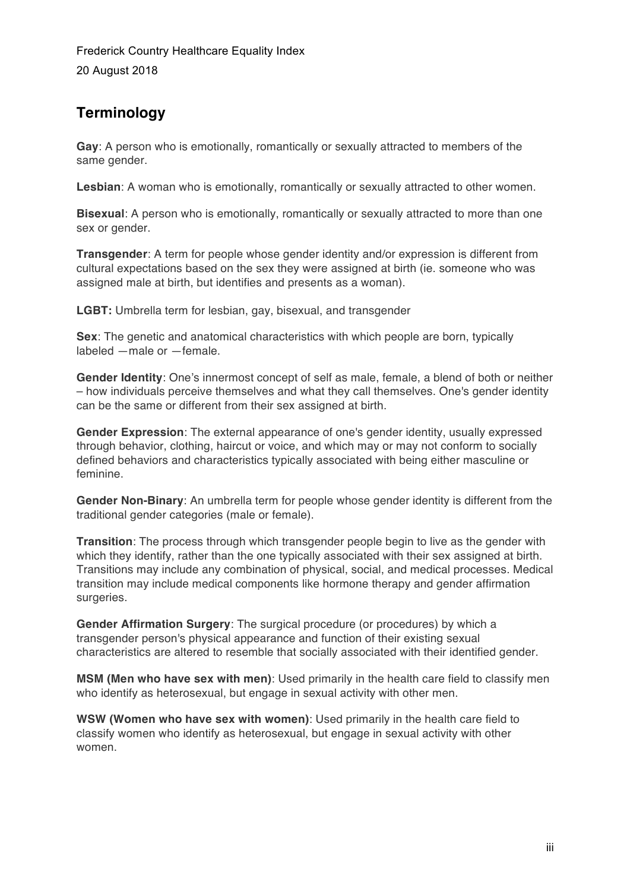## Terminology

**Gay**: A person who is emotionally, romantically or sexually attracted to members of the same gender.

**Lesbian**: A woman who is emotionally, romantically or sexually attracted to other women.

**Bisexual**: A person who is emotionally, romantically or sexually attracted to more than one sex or gender.

**Transgender**: A term for people whose gender identity and/or expression is different from cultural expectations based on the sex they were assigned at birth (ie. someone who was assigned male at birth, but identifies and presents as a woman).

**LGBT:** Umbrella term for lesbian, gay, bisexual, and transgender

**Sex**: The genetic and anatomical characteristics with which people are born, typically labeled —male or —female.

**Gender Identity**: One's innermost concept of self as male, female, a blend of both or neither – how individuals perceive themselves and what they call themselves. One's gender identity can be the same or different from their sex assigned at birth.

**Gender Expression**: The external appearance of one's gender identity, usually expressed through behavior, clothing, haircut or voice, and which may or may not conform to socially defined behaviors and characteristics typically associated with being either masculine or feminine.

**Gender Non-Binary**: An umbrella term for people whose gender identity is different from the traditional gender categories (male or female).

**Transition**: The process through which transgender people begin to live as the gender with which they identify, rather than the one typically associated with their sex assigned at birth. Transitions may include any combination of physical, social, and medical processes. Medical transition may include medical components like hormone therapy and gender affirmation surgeries.

**Gender Affirmation Surgery**: The surgical procedure (or procedures) by which a transgender person's physical appearance and function of their existing sexual characteristics are altered to resemble that socially associated with their identified gender.

**MSM (Men who have sex with men)**: Used primarily in the health care field to classify men who identify as heterosexual, but engage in sexual activity with other men.

**WSW (Women who have sex with women)**: Used primarily in the health care field to classify women who identify as heterosexual, but engage in sexual activity with other women.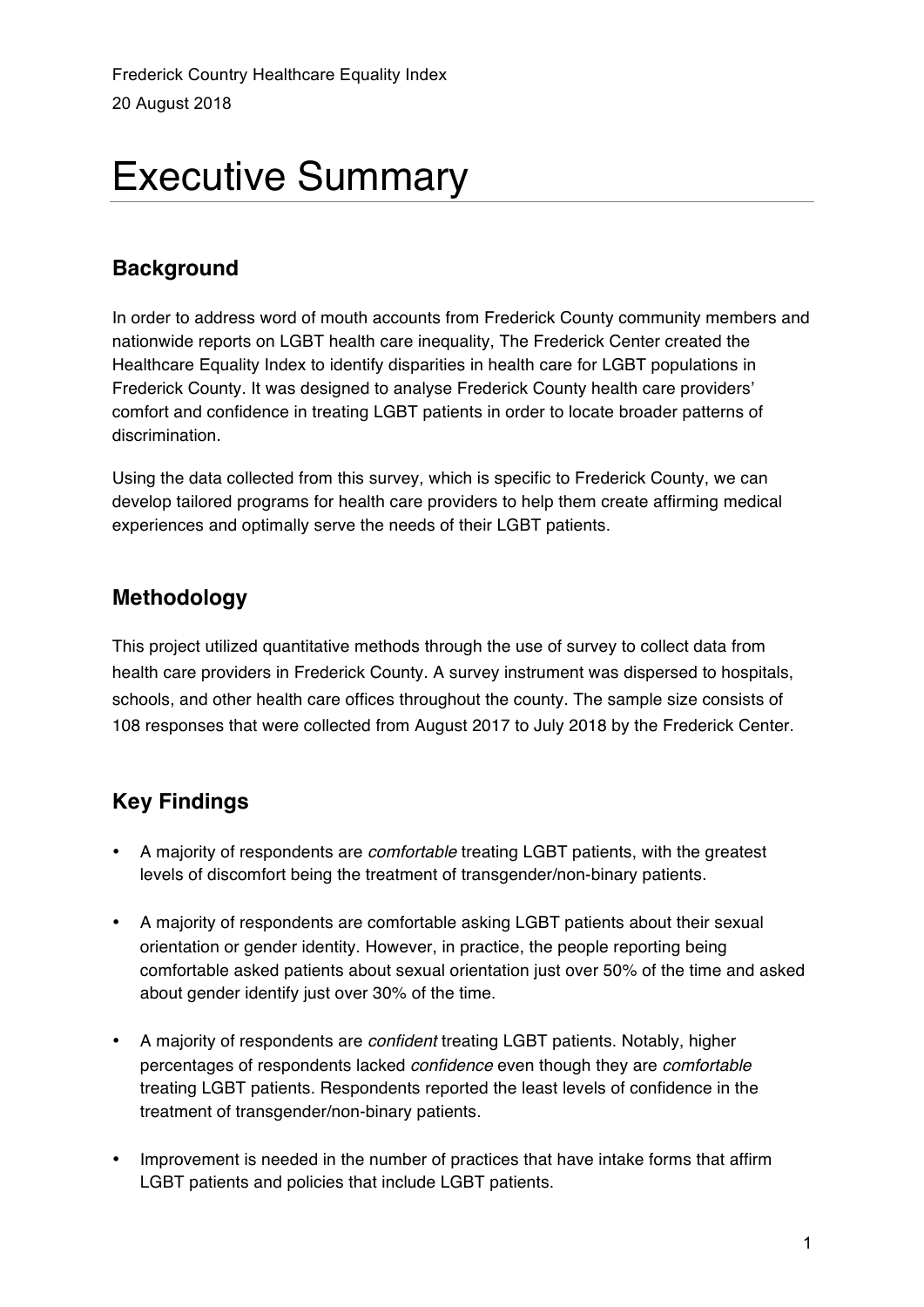Frederick Country Healthcare Equality Index

20 August 2018

# Executive Summary

## Background

In order to address word of mouth accounts from Frederick County community members and nationwide reports on LGBT health care inequality, The Frederick Center created the Healthcare Equality Index to identify disparities in health care for LGBT populations in Frederick County. It was designed to analyse Frederick County health care providers' comfort and confidence in treating LGBT patients in order to locate broader patterns of discrimination.

Using the data collected from this survey, which is specific to Frederick County, we can develop tailored programs for health care providers to help them create affirming medical experiences and optimally serve the needs of their LGBT patients.

## Methodology

This project utilized quantitative methods through the use of survey to collect data from health care providers in Frederick County. A survey instrument was dispersed to hospitals, schools, and other health care offices throughout the county. The sample size consists of 108 responses that were collected from August 2017 to July 2018 by the Frederick Center.

## Key Findings

- A majority of respondents are *comfortable* treating LGBT patients, with the greatest levels of discomfort being the treatment of transgender/non-binary patients.
- A majority of respondents are comfortable asking LGBT patients about their sexual orientation or gender identity. However, in practice, the people reporting being comfortable asked patients about sexual orientation just over 50% of the time and asked about gender identify just over 30% of the time.
- A majority of respondents are *confident* treating LGBT patients. Notably, higher percentages of respondents lacked *confidence* even though they are *comfortable* treating LGBT patients. Respondents reported the least levels of confidence in the treatment of transgender/non-binary patients.
- Improvement is needed in the number of practices that have intake forms that affirm LGBT patients and policies that include LGBT patients.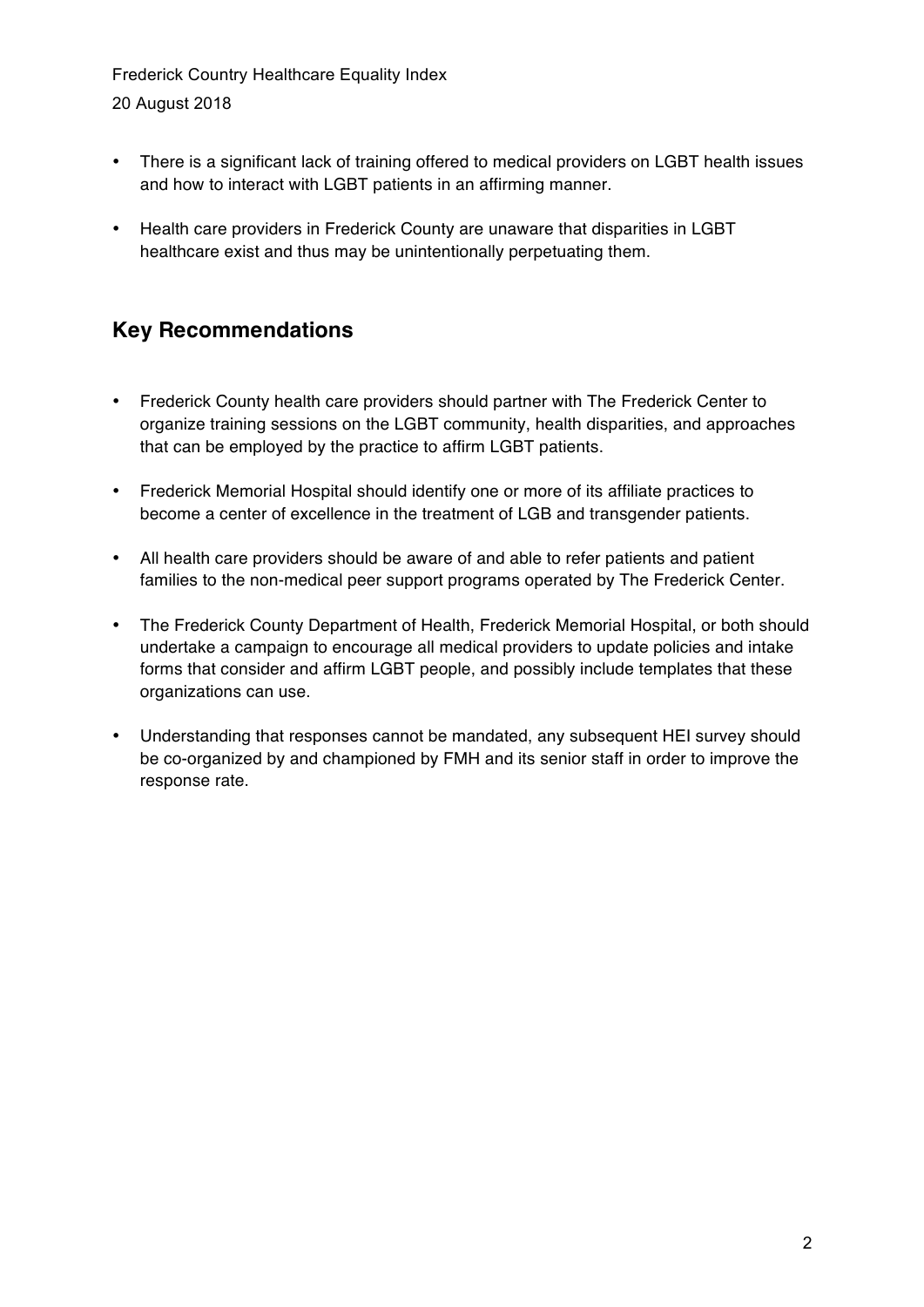- There is a significant lack of training offered to medical providers on LGBT health issues and how to interact with LGBT patients in an affirming manner.
- Health care providers in Frederick County are unaware that disparities in LGBT healthcare exist and thus may be unintentionally perpetuating them.

## Key Recommendations

- Frederick County health care providers should partner with The Frederick Center to organize training sessions on the LGBT community, health disparities, and approaches that can be employed by the practice to affirm LGBT patients.
- Frederick Memorial Hospital should identify one or more of its affiliate practices to become a center of excellence in the treatment of LGB and transgender patients.
- All health care providers should be aware of and able to refer patients and patient families to the non-medical peer support programs operated by The Frederick Center.
- The Frederick County Department of Health, Frederick Memorial Hospital, or both should undertake a campaign to encourage all medical providers to update policies and intake forms that consider and affirm LGBT people, and possibly include templates that these organizations can use.
- Understanding that responses cannot be mandated, any subsequent HEI survey should be co-organized by and championed by FMH and its senior staff in order to improve the response rate.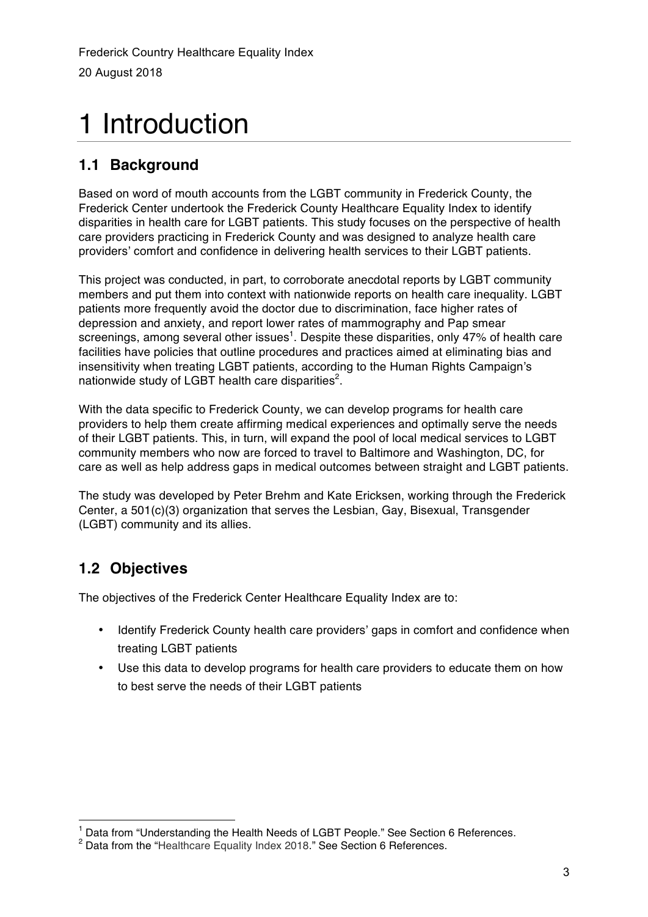# 1 Introduction

## 1.1 Background

Based on word of mouth accounts from the LGBT community in Frederick County, the Frederick Center undertook the Frederick County Healthcare Equality Index to identify disparities in health care for LGBT patients. This study focuses on the perspective of health care providers practicing in Frederick County and was designed to analyze health care providers' comfort and confidence in delivering health services to their LGBT patients.

This project was conducted, in part, to corroborate anecdotal reports by LGBT community members and put them into context with nationwide reports on health care inequality. LGBT patients more frequently avoid the doctor due to discrimination, face higher rates of depression and anxiety, and report lower rates of mammography and Pap smear screenings, among several other issues[1]. Despite these disparities, only 47% of health care facilities have policies that outline procedures and practices aimed at eliminating bias and insensitivity when treating LGBT patients, according to the Human Rights Campaign's nationwide study of LGBT health care disparities[2].

With the data specific to Frederick County, we can develop programs for health care providers to help them create affirming medical experiences and optimally serve the needs of their LGBT patients. This, in turn, will expand the pool of local medical services to LGBT community members who now are forced to travel to Baltimore and Washington, DC, for care as well as help address gaps in medical outcomes between straight and LGBT patients.

The study was developed by Peter Brehm and Kate Ericksen, working through the Frederick Center, a 501(c)(3) organization that serves the Lesbian, Gay, Bisexual, Transgender (LGBT) community and its allies.

## 1.2 Objectives

The objectives of the Frederick Center Healthcare Equality Index are to:

- Identify Frederick County health care providers' gaps in comfort and confidence when treating LGBT patients
- Use this data to develop programs for health care providers to educate them on how to best serve the needs of their LGBT patients

[1] Data from "Understanding the Health Needs of LGBT People." See Section 6 References.

[2] Data from the "Healthcare Equality Index 2018." See Section 6 References.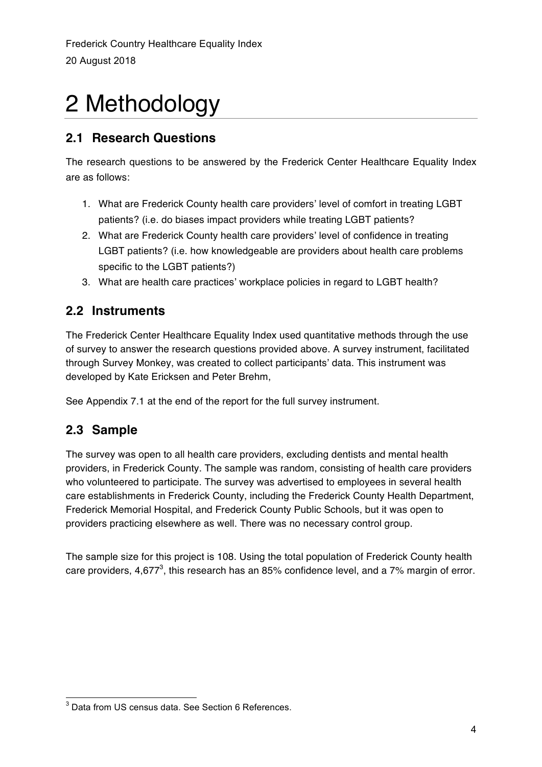# 2 Methodology

## 2.1 Research Questions

The research questions to be answered by the Frederick Center Healthcare Equality Index are as follows:

1. What are Frederick County health care providers' level of comfort in treating LGBT patients? (i.e. do biases impact providers while treating LGBT patients?
2. What are Frederick County health care providers' level of confidence in treating LGBT patients? (i.e. how knowledgeable are providers about health care problems specific to the LGBT patients?)
3. What are health care practices' workplace policies in regard to LGBT health?

## 2.2 Instruments

The Frederick Center Healthcare Equality Index used quantitative methods through the use of survey to answer the research questions provided above. A survey instrument, facilitated through Survey Monkey, was created to collect participants' data. This instrument was developed by Kate Ericksen and Peter Brehm,

See Appendix 7.1 at the end of the report for the full survey instrument.

## 2.3 Sample

The survey was open to all health care providers, excluding dentists and mental health providers, in Frederick County. The sample was random, consisting of health care providers who volunteered to participate. The survey was advertised to employees in several health care establishments in Frederick County, including the Frederick County Health Department, Frederick Memorial Hospital, and Frederick County Public Schools, but it was open to providers practicing elsewhere as well. There was no necessary control group.

The sample size for this project is 108. Using the total population of Frederick County health care providers, 4,677[3], this research has an 85% confidence level, and a 7% margin of error.

[3] Data from US census data. See Section 6 References.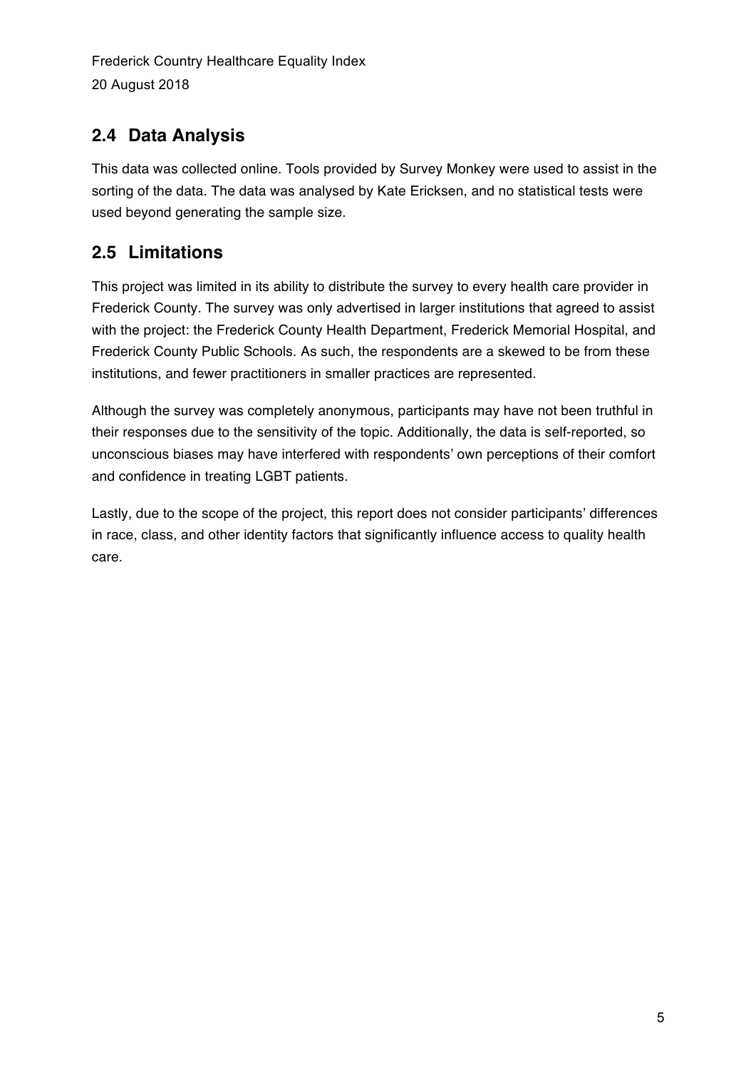## 2.4 Data Analysis

This data was collected online. Tools provided by Survey Monkey were used to assist in the sorting of the data. The data was analysed by Kate Ericksen, and no statistical tests were used beyond generating the sample size.

## 2.5 Limitations

This project was limited in its ability to distribute the survey to every health care provider in Frederick County. The survey was only advertised in larger institutions that agreed to assist with the project: the Frederick County Health Department, Frederick Memorial Hospital, and Frederick County Public Schools. As such, the respondents are a skewed to be from these institutions, and fewer practitioners in smaller practices are represented.

Although the survey was completely anonymous, participants may have not been truthful in their responses due to the sensitivity of the topic. Additionally, the data is self-reported, so unconscious biases may have interfered with respondents' own perceptions of their comfort and confidence in treating LGBT patients.

Lastly, due to the scope of the project, this report does not consider participants' differences in race, class, and other identity factors that significantly influence access to quality health care.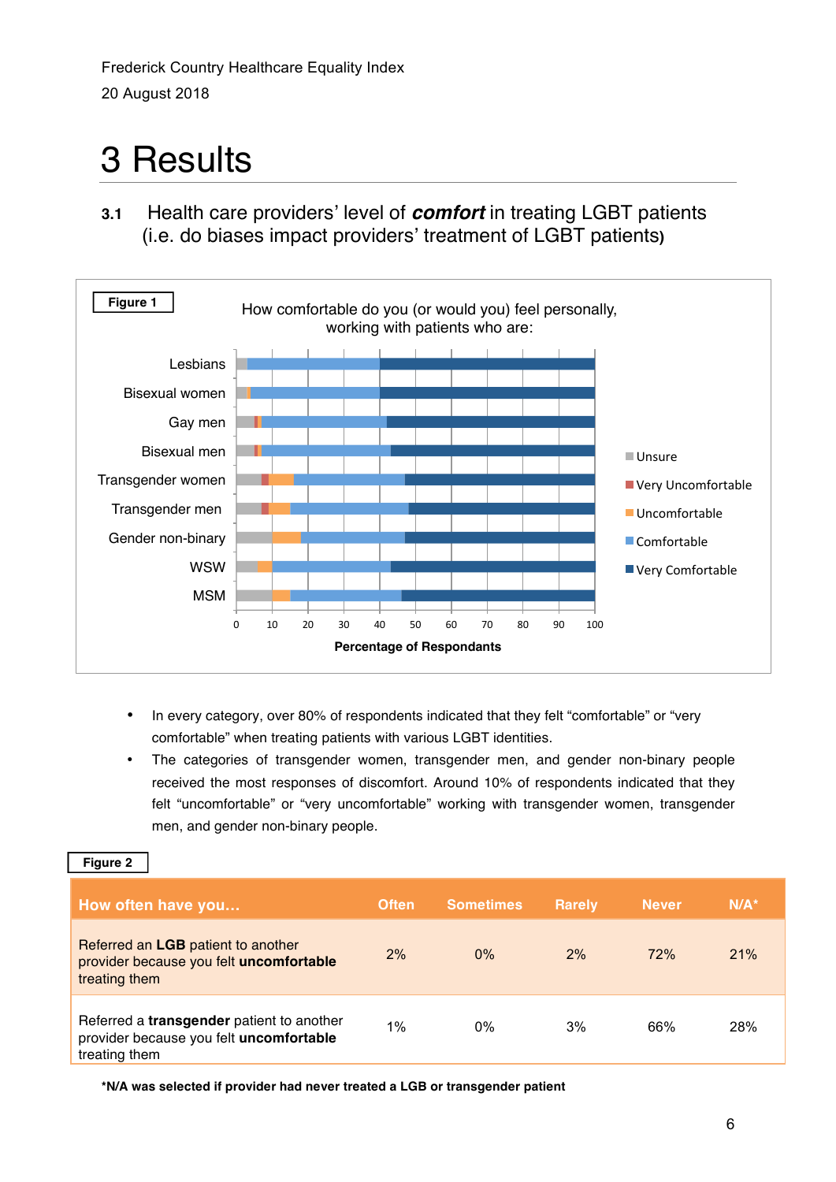Frederick Country Healthcare Equality Index
20 August 2018

# 3 Results

### 3.1 Health care providers' level of ***comfort*** in treating LGBT patients (i.e. do biases impact providers' treatment of LGBT patients)

**Figure 1**

How comfortable do you (or would you) feel personally, working with patients who are:

- In every category, over 80% of respondents indicated that they felt "comfortable" or "very comfortable" when treating patients with various LGBT identities.
- The categories of transgender women, transgender men, and gender non-binary people received the most responses of discomfort. Around 10% of respondents indicated that they felt "uncomfortable" or "very uncomfortable" working with transgender women, transgender men, and gender non-binary people.

**Figure 2**

| How often have you… | Often | Sometimes | Rarely | Never | N/A* |
|---|---|---|---|---|---|
| Referred an **LGB** patient to another provider because you felt **uncomfortable** treating them | 2% | 0% | 2% | 72% | 21% |
| Referred a **transgender** patient to another provider because you felt **uncomfortable** treating them | 1% | 0% | 3% | 66% | 28% |

***N/A was selected if provider had never treated a LGB or transgender patient**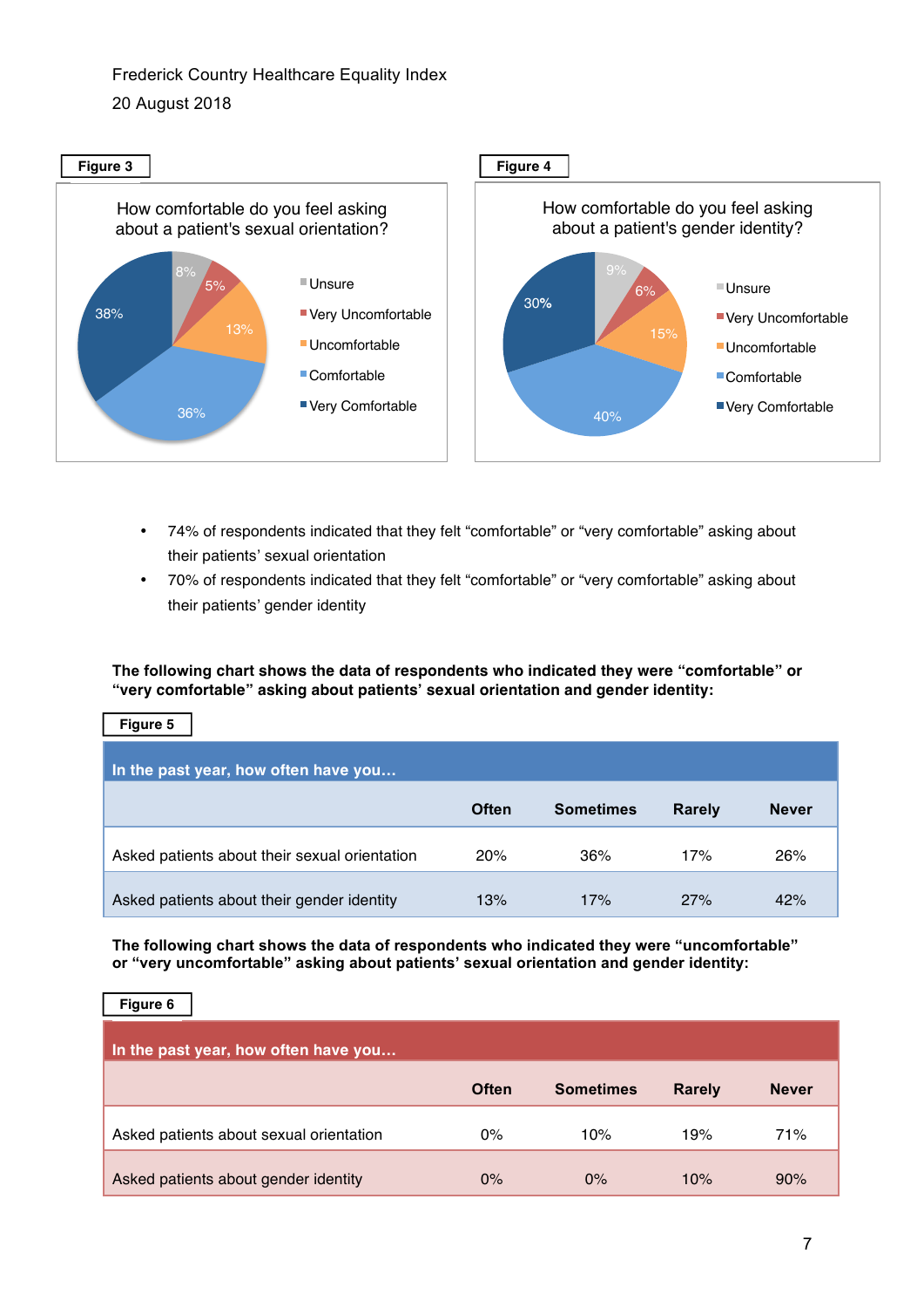Frederick Country Healthcare Equality Index

20 August 2018

**Figure 3**

How comfortable do you feel asking about a patient's sexual orientation?

| Response | Percentage |
|---|---|
| Unsure | 8% |
| Very Uncomfortable | 5% |
| Uncomfortable | 13% |
| Comfortable | 36% |
| Very Comfortable | 38% |

**Figure 4**

How comfortable do you feel asking about a patient's gender identity?

| Response | Percentage |
|---|---|
| Unsure | 9% |
| Very Uncomfortable | 6% |
| Uncomfortable | 15% |
| Comfortable | 40% |
| Very Comfortable | 30% |

- 74% of respondents indicated that they felt "comfortable" or "very comfortable" asking about their patients' sexual orientation
- 70% of respondents indicated that they felt "comfortable" or "very comfortable" asking about their patients' gender identity

**The following chart shows the data of respondents who indicated they were "comfortable" or "very comfortable" asking about patients' sexual orientation and gender identity:**

**Figure 5**

| In the past year, how often have you... | Often | Sometimes | Rarely | Never |
|---|---|---|---|---|
| Asked patients about their sexual orientation | 20% | 36% | 17% | 26% |
| Asked patients about their gender identity | 13% | 17% | 27% | 42% |

**The following chart shows the data of respondents who indicated they were "uncomfortable" or "very uncomfortable" asking about patients' sexual orientation and gender identity:**

**Figure 6**

| In the past year, how often have you... | Often | Sometimes | Rarely | Never |
|---|---|---|---|---|
| Asked patients about sexual orientation | 0% | 10% | 19% | 71% |
| Asked patients about gender identity | 0% | 0% | 10% | 90% |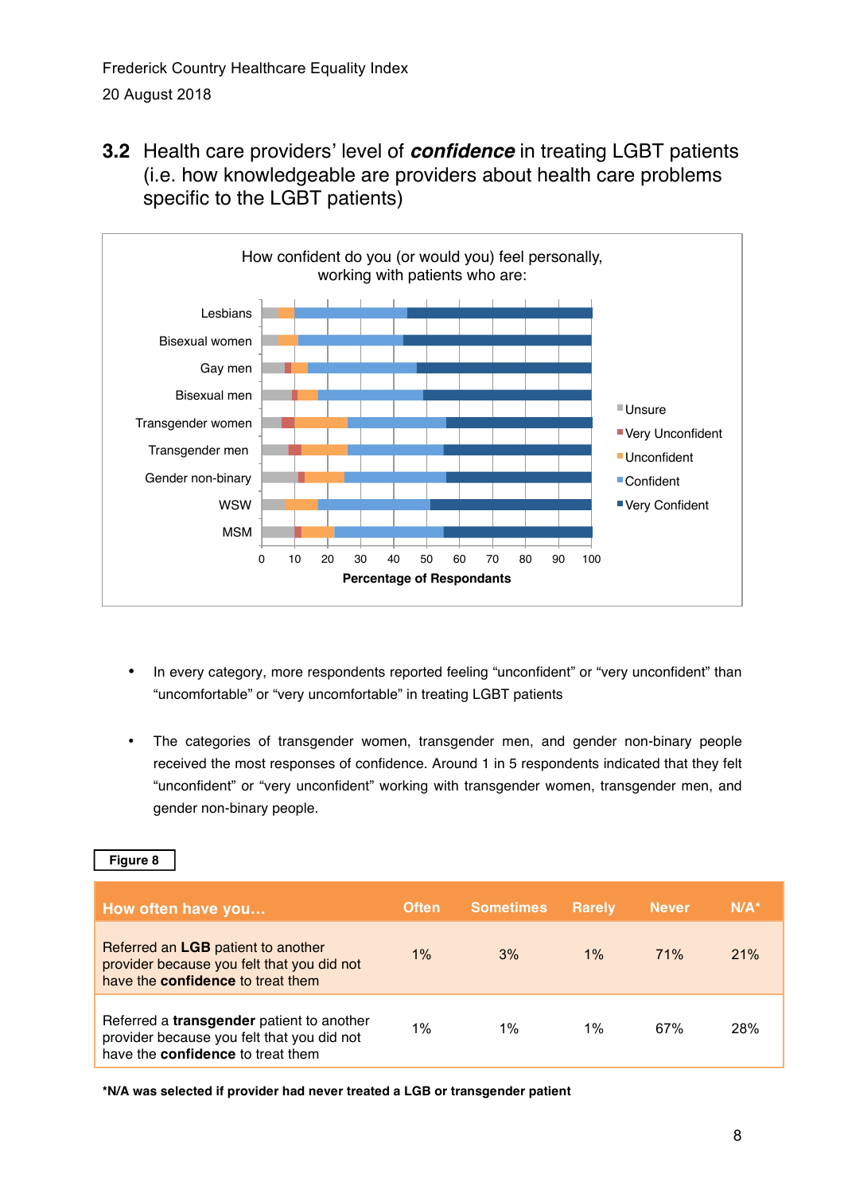Frederick Country Healthcare Equality Index
20 August 2018

## 3.2 Health care providers' level of *confidence* in treating LGBT patients (i.e. how knowledgeable are providers about health care problems specific to the LGBT patients)

How confident do you (or would you) feel personally, working with patients who are:

- In every category, more respondents reported feeling "unconfident" or "very unconfident" than "uncomfortable" or "very uncomfortable" in treating LGBT patients
- The categories of transgender women, transgender men, and gender non-binary people received the most responses of confidence. Around 1 in 5 respondents indicated that they felt "unconfident" or "very unconfident" working with transgender women, transgender men, and gender non-binary people.

**Figure 8**

| How often have you… | Often | Sometimes | Rarely | Never | N/A* |
|---|---|---|---|---|---|
| Referred an **LGB** patient to another provider because you felt that you did not have the **confidence** to treat them | 1% | 3% | 1% | 71% | 21% |
| Referred a **transgender** patient to another provider because you felt that you did not have the **confidence** to treat them | 1% | 1% | 1% | 67% | 28% |

**\*N/A was selected if provider had never treated a LGB or transgender patient**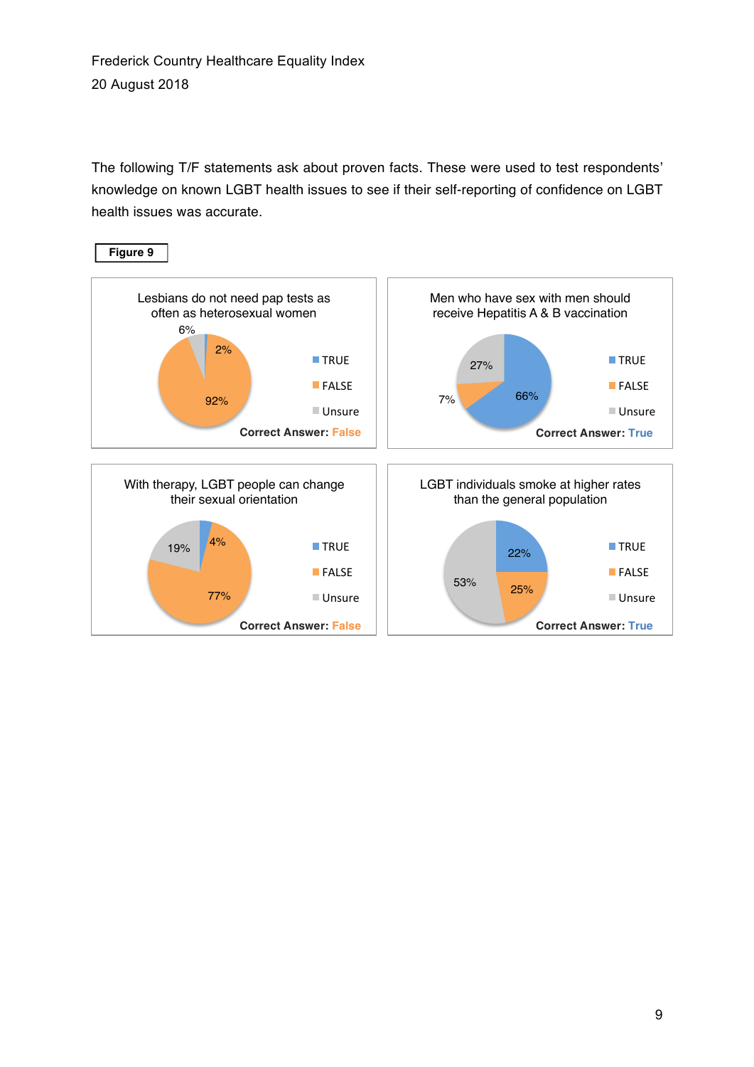The following T/F statements ask about proven facts. These were used to test respondents' knowledge on known LGBT health issues to see if their self-reporting of confidence on LGBT health issues was accurate.

**Figure 9**

**Lesbians do not need pap tests as often as heterosexual women**

| Response | Percentage |
| --- | --- |
| TRUE | 2% |
| FALSE | 92% |
| Unsure | 6% |

**Correct Answer: False**

**Men who have sex with men should receive Hepatitis A & B vaccination**

| Response | Percentage |
| --- | --- |
| TRUE | 66% |
| FALSE | 7% |
| Unsure | 27% |

**Correct Answer: True**

**With therapy, LGBT people can change their sexual orientation**

| Response | Percentage |
| --- | --- |
| TRUE | 4% |
| FALSE | 77% |
| Unsure | 19% |

**Correct Answer: False**

**LGBT individuals smoke at higher rates than the general population**

| Response | Percentage |
| --- | --- |
| TRUE | 22% |
| FALSE | 25% |
| Unsure | 53% |

**Correct Answer: True**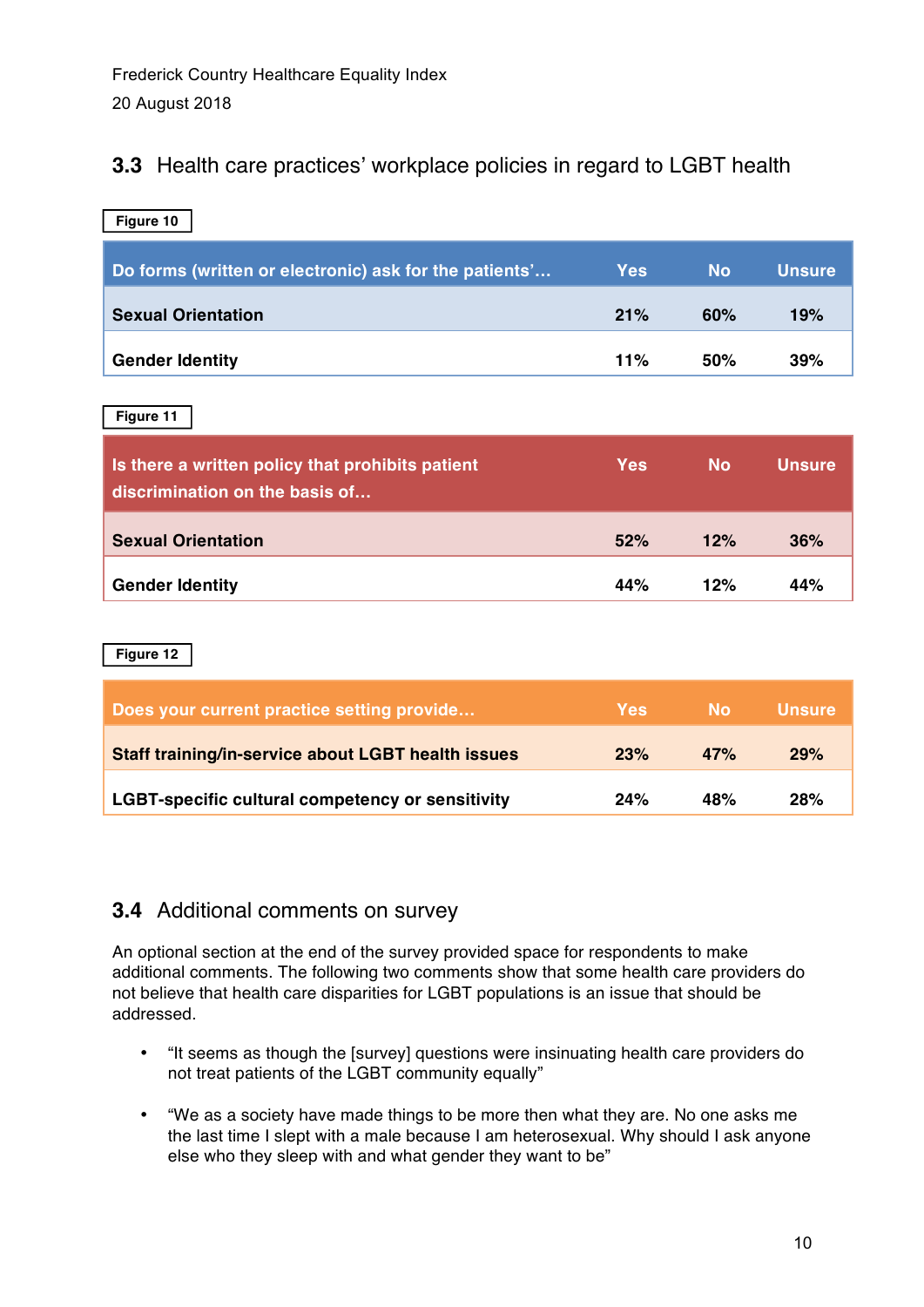## 3.3 Health care practices' workplace policies in regard to LGBT health

**Figure 10**

| Do forms (written or electronic) ask for the patients'… | Yes | No | Unsure |
|---|---|---|---|
| Sexual Orientation | 21% | 60% | 19% |
| Gender Identity | 11% | 50% | 39% |

**Figure 11**

| Is there a written policy that prohibits patient discrimination on the basis of… | Yes | No | Unsure |
|---|---|---|---|
| Sexual Orientation | 52% | 12% | 36% |
| Gender Identity | 44% | 12% | 44% |

**Figure 12**

| Does your current practice setting provide… | Yes | No | Unsure |
|---|---|---|---|
| Staff training/in-service about LGBT health issues | 23% | 47% | 29% |
| LGBT-specific cultural competency or sensitivity | 24% | 48% | 28% |

## 3.4 Additional comments on survey

An optional section at the end of the survey provided space for respondents to make additional comments. The following two comments show that some health care providers do not believe that health care disparities for LGBT populations is an issue that should be addressed.

- "It seems as though the [survey] questions were insinuating health care providers do not treat patients of the LGBT community equally"
- "We as a society have made things to be more then what they are. No one asks me the last time I slept with a male because I am heterosexual. Why should I ask anyone else who they sleep with and what gender they want to be"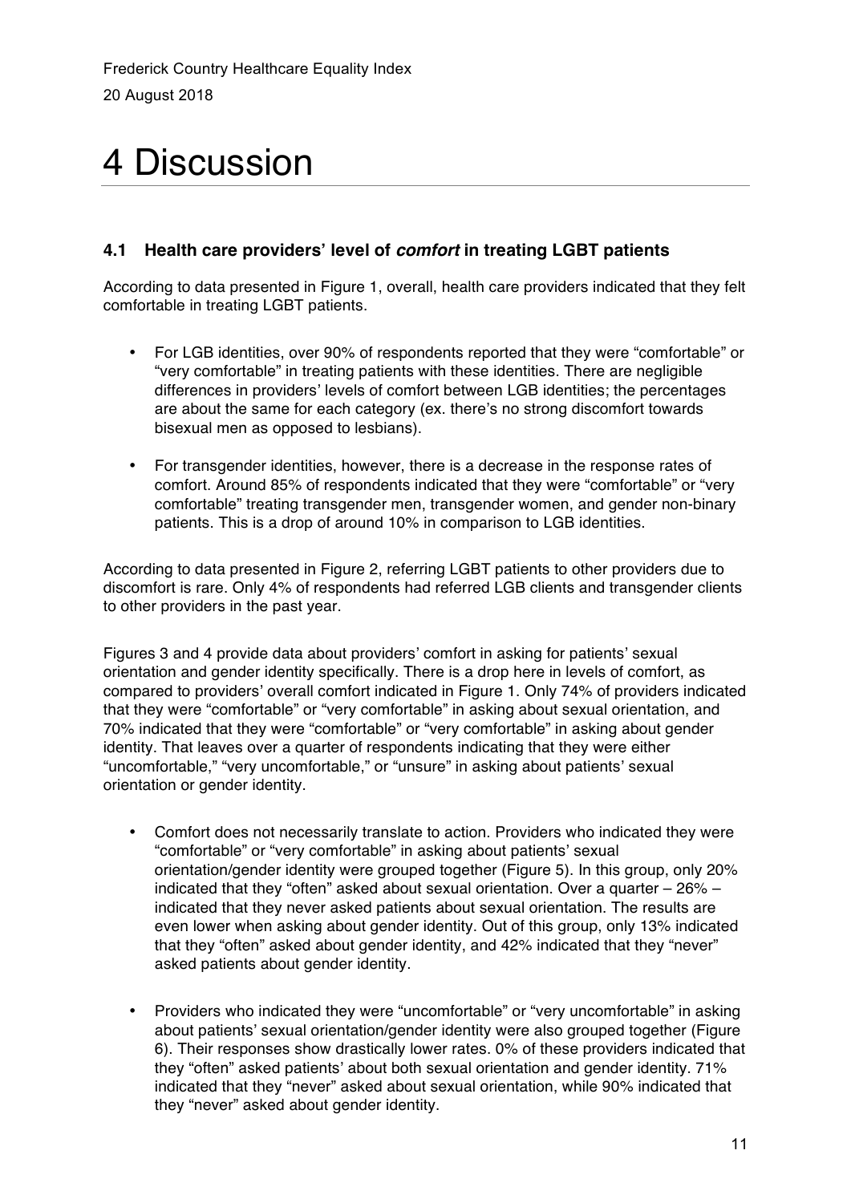# 4 Discussion

## 4.1 Health care providers' level of ***comfort*** in treating LGBT patients

According to data presented in Figure 1, overall, health care providers indicated that they felt comfortable in treating LGBT patients.

- For LGB identities, over 90% of respondents reported that they were "comfortable" or "very comfortable" in treating patients with these identities. There are negligible differences in providers' levels of comfort between LGB identities; the percentages are about the same for each category (ex. there's no strong discomfort towards bisexual men as opposed to lesbians).
- For transgender identities, however, there is a decrease in the response rates of comfort. Around 85% of respondents indicated that they were "comfortable" or "very comfortable" treating transgender men, transgender women, and gender non-binary patients. This is a drop of around 10% in comparison to LGB identities.

According to data presented in Figure 2, referring LGBT patients to other providers due to discomfort is rare. Only 4% of respondents had referred LGB clients and transgender clients to other providers in the past year.

Figures 3 and 4 provide data about providers' comfort in asking for patients' sexual orientation and gender identity specifically. There is a drop here in levels of comfort, as compared to providers' overall comfort indicated in Figure 1. Only 74% of providers indicated that they were "comfortable" or "very comfortable" in asking about sexual orientation, and 70% indicated that they were "comfortable" or "very comfortable" in asking about gender identity. That leaves over a quarter of respondents indicating that they were either "uncomfortable," "very uncomfortable," or "unsure" in asking about patients' sexual orientation or gender identity.

- Comfort does not necessarily translate to action. Providers who indicated they were "comfortable" or "very comfortable" in asking about patients' sexual orientation/gender identity were grouped together (Figure 5). In this group, only 20% indicated that they "often" asked about sexual orientation. Over a quarter – 26% – indicated that they never asked patients about sexual orientation. The results are even lower when asking about gender identity. Out of this group, only 13% indicated that they "often" asked about gender identity, and 42% indicated that they "never" asked patients about gender identity.
- Providers who indicated they were "uncomfortable" or "very uncomfortable" in asking about patients' sexual orientation/gender identity were also grouped together (Figure 6). Their responses show drastically lower rates. 0% of these providers indicated that they "often" asked patients' about both sexual orientation and gender identity. 71% indicated that they "never" asked about sexual orientation, while 90% indicated that they "never" asked about gender identity.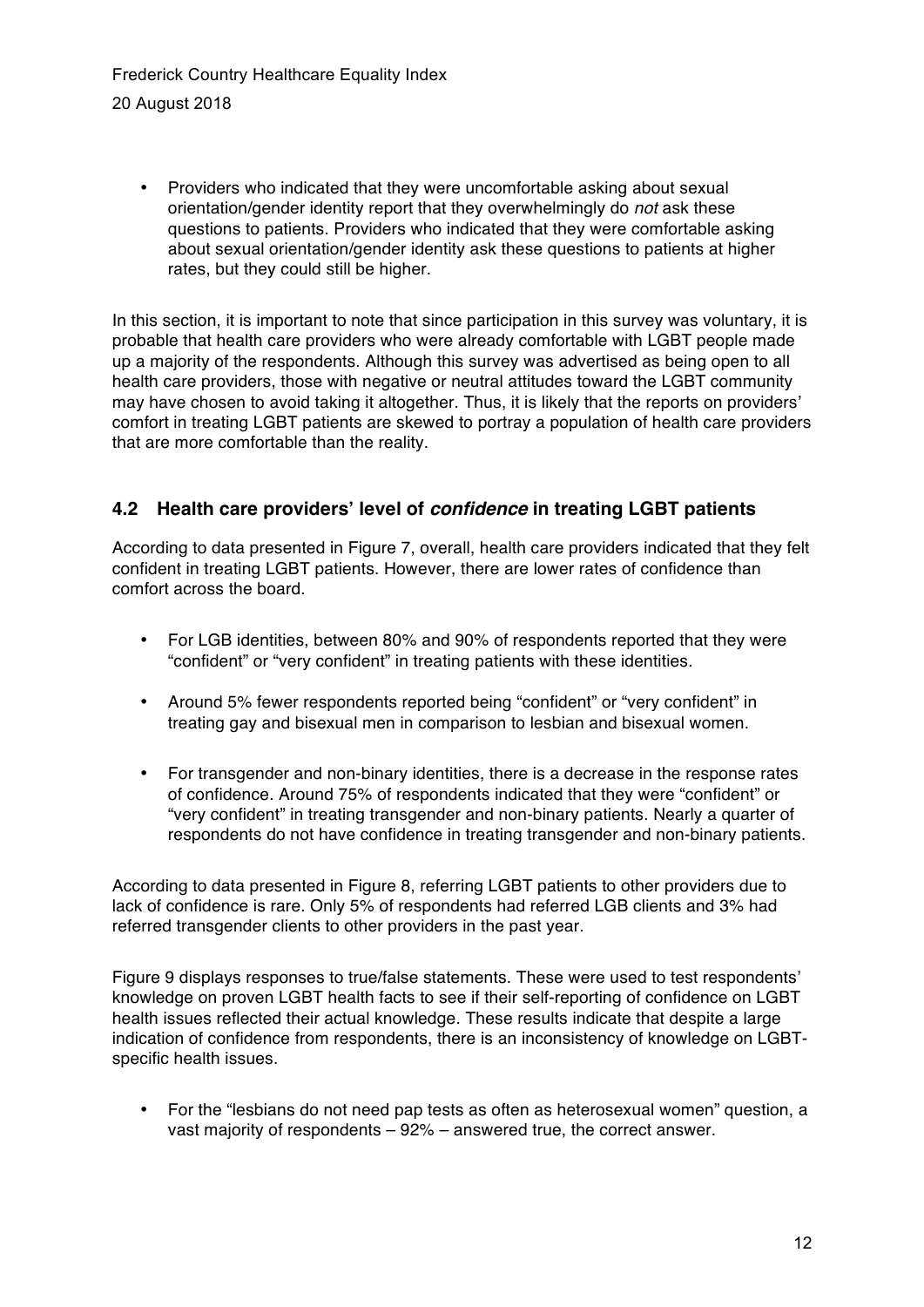- Providers who indicated that they were uncomfortable asking about sexual orientation/gender identity report that they overwhelmingly do *not* ask these questions to patients. Providers who indicated that they were comfortable asking about sexual orientation/gender identity ask these questions to patients at higher rates, but they could still be higher.

In this section, it is important to note that since participation in this survey was voluntary, it is probable that health care providers who were already comfortable with LGBT people made up a majority of the respondents. Although this survey was advertised as being open to all health care providers, those with negative or neutral attitudes toward the LGBT community may have chosen to avoid taking it altogether. Thus, it is likely that the reports on providers' comfort in treating LGBT patients are skewed to portray a population of health care providers that are more comfortable than the reality.

## 4.2 Health care providers' level of *confidence* in treating LGBT patients

According to data presented in Figure 7, overall, health care providers indicated that they felt confident in treating LGBT patients. However, there are lower rates of confidence than comfort across the board.

- For LGB identities, between 80% and 90% of respondents reported that they were "confident" or "very confident" in treating patients with these identities.
- Around 5% fewer respondents reported being "confident" or "very confident" in treating gay and bisexual men in comparison to lesbian and bisexual women.
- For transgender and non-binary identities, there is a decrease in the response rates of confidence. Around 75% of respondents indicated that they were "confident" or "very confident" in treating transgender and non-binary patients. Nearly a quarter of respondents do not have confidence in treating transgender and non-binary patients.

According to data presented in Figure 8, referring LGBT patients to other providers due to lack of confidence is rare. Only 5% of respondents had referred LGB clients and 3% had referred transgender clients to other providers in the past year.

Figure 9 displays responses to true/false statements. These were used to test respondents' knowledge on proven LGBT health facts to see if their self-reporting of confidence on LGBT health issues reflected their actual knowledge. These results indicate that despite a large indication of confidence from respondents, there is an inconsistency of knowledge on LGBT-specific health issues.

- For the "lesbians do not need pap tests as often as heterosexual women" question, a vast majority of respondents – 92% – answered true, the correct answer.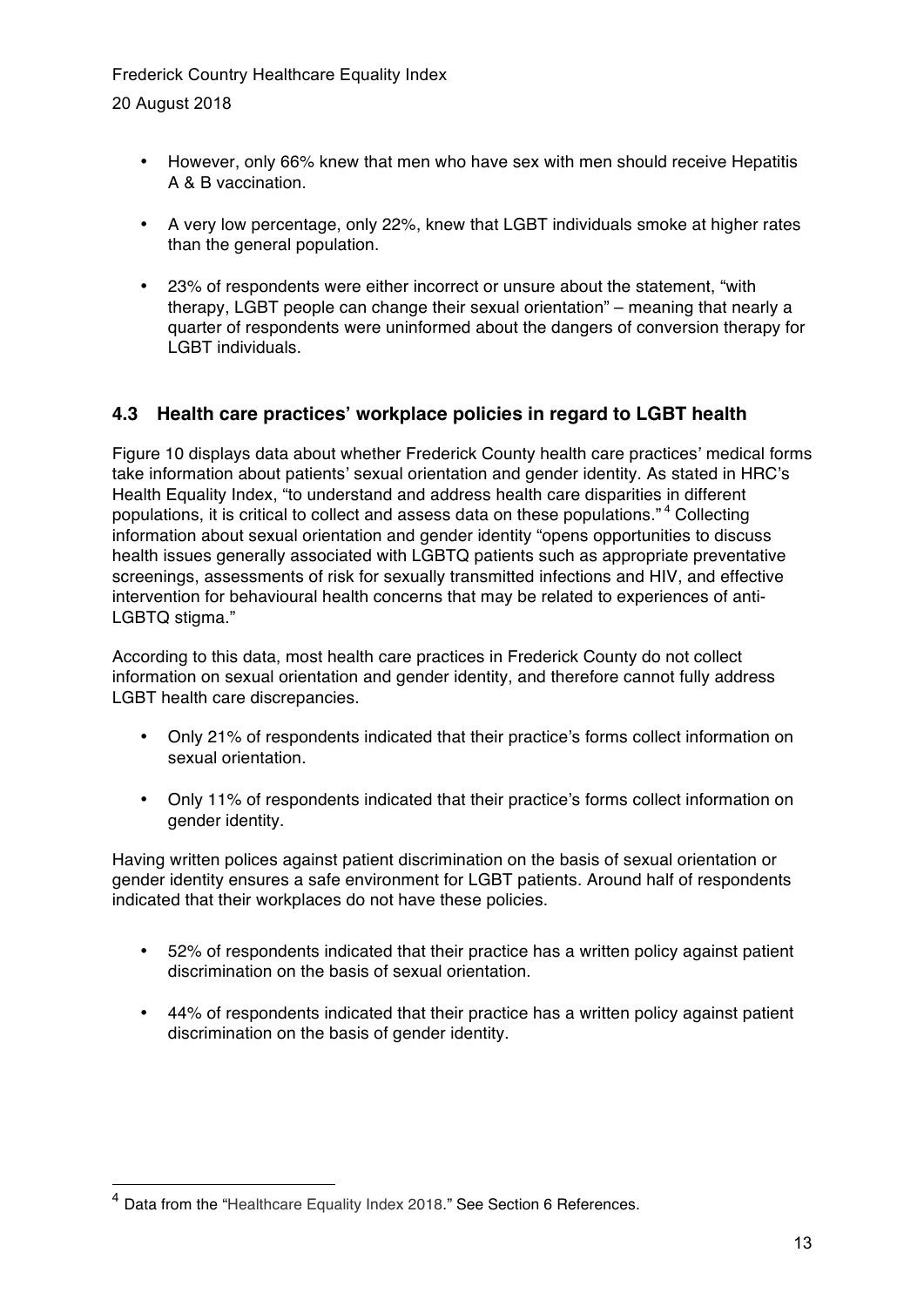- However, only 66% knew that men who have sex with men should receive Hepatitis A & B vaccination.

- A very low percentage, only 22%, knew that LGBT individuals smoke at higher rates than the general population.

- 23% of respondents were either incorrect or unsure about the statement, “with therapy, LGBT people can change their sexual orientation” – meaning that nearly a quarter of respondents were uninformed about the dangers of conversion therapy for LGBT individuals.

## 4.3 Health care practices’ workplace policies in regard to LGBT health

Figure 10 displays data about whether Frederick County health care practices’ medical forms take information about patients’ sexual orientation and gender identity. As stated in HRC’s Health Equality Index, “to understand and address health care disparities in different populations, it is critical to collect and assess data on these populations.”[4] Collecting information about sexual orientation and gender identity “opens opportunities to discuss health issues generally associated with LGBTQ patients such as appropriate preventative screenings, assessments of risk for sexually transmitted infections and HIV, and effective intervention for behavioural health concerns that may be related to experiences of anti-LGBTQ stigma.”

According to this data, most health care practices in Frederick County do not collect information on sexual orientation and gender identity, and therefore cannot fully address LGBT health care discrepancies.

- Only 21% of respondents indicated that their practice’s forms collect information on sexual orientation.

- Only 11% of respondents indicated that their practice’s forms collect information on gender identity.

Having written polices against patient discrimination on the basis of sexual orientation or gender identity ensures a safe environment for LGBT patients. Around half of respondents indicated that their workplaces do not have these policies.

- 52% of respondents indicated that their practice has a written policy against patient discrimination on the basis of sexual orientation.

- 44% of respondents indicated that their practice has a written policy against patient discrimination on the basis of gender identity.

[4] Data from the “Healthcare Equality Index 2018.” See Section 6 References.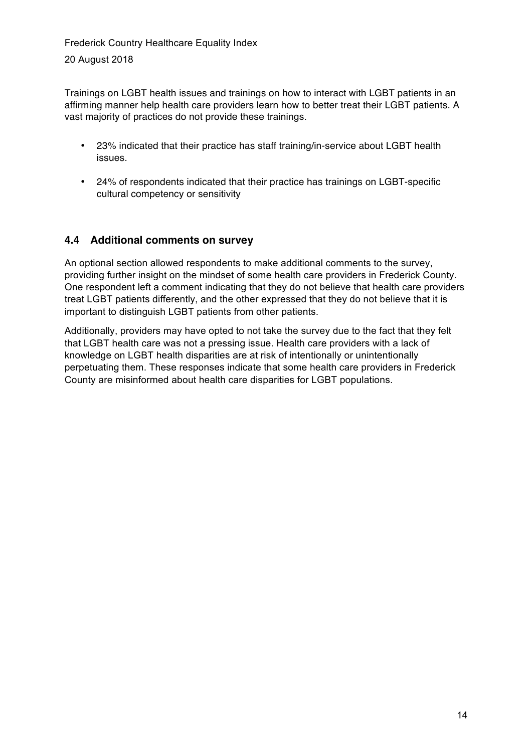Trainings on LGBT health issues and trainings on how to interact with LGBT patients in an affirming manner help health care providers learn how to better treat their LGBT patients. A vast majority of practices do not provide these trainings.

- 23% indicated that their practice has staff training/in-service about LGBT health issues.
- 24% of respondents indicated that their practice has trainings on LGBT-specific cultural competency or sensitivity

### 4.4 Additional comments on survey

An optional section allowed respondents to make additional comments to the survey, providing further insight on the mindset of some health care providers in Frederick County. One respondent left a comment indicating that they do not believe that health care providers treat LGBT patients differently, and the other expressed that they do not believe that it is important to distinguish LGBT patients from other patients.

Additionally, providers may have opted to not take the survey due to the fact that they felt that LGBT health care was not a pressing issue. Health care providers with a lack of knowledge on LGBT health disparities are at risk of intentionally or unintentionally perpetuating them. These responses indicate that some health care providers in Frederick County are misinformed about health care disparities for LGBT populations.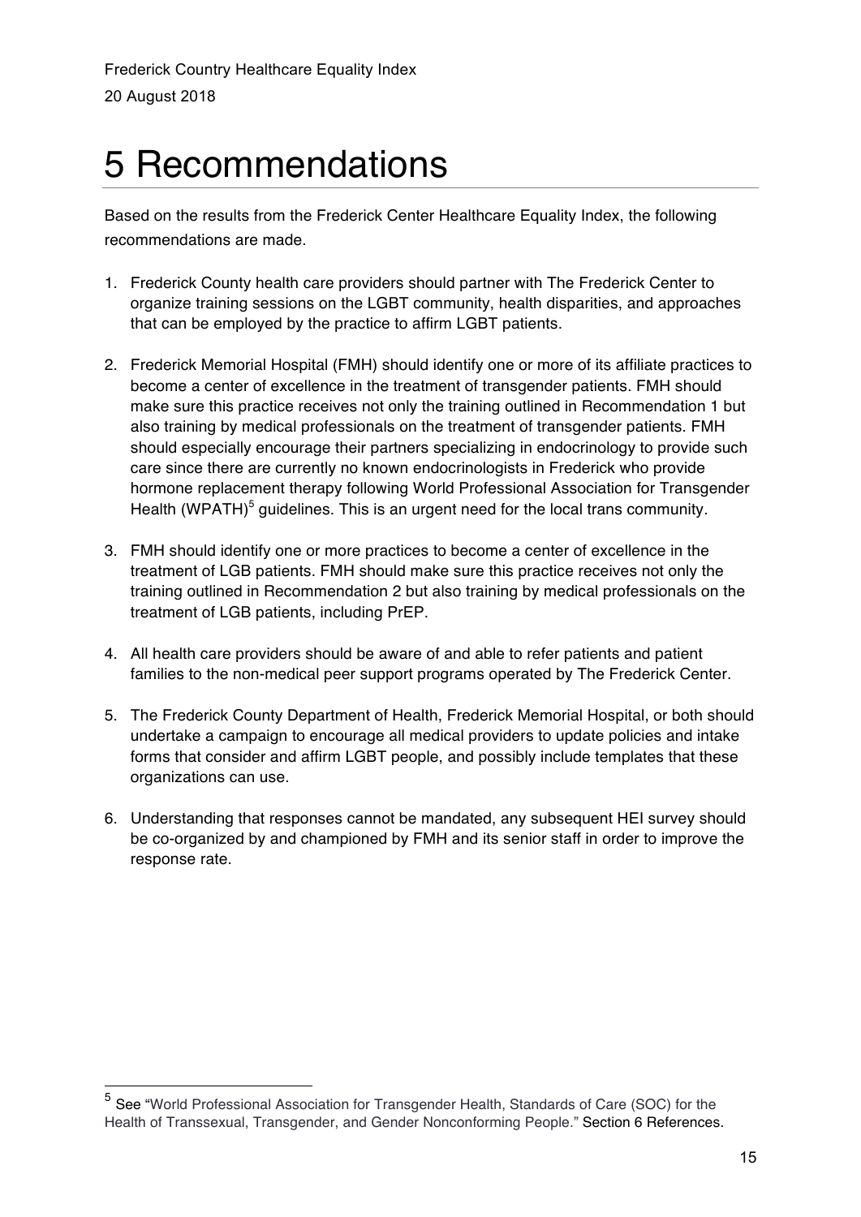# 5 Recommendations

Based on the results from the Frederick Center Healthcare Equality Index, the following recommendations are made.

1. Frederick County health care providers should partner with The Frederick Center to organize training sessions on the LGBT community, health disparities, and approaches that can be employed by the practice to affirm LGBT patients.

2. Frederick Memorial Hospital (FMH) should identify one or more of its affiliate practices to become a center of excellence in the treatment of transgender patients. FMH should make sure this practice receives not only the training outlined in Recommendation 1 but also training by medical professionals on the treatment of transgender patients. FMH should especially encourage their partners specializing in endocrinology to provide such care since there are currently no known endocrinologists in Frederick who provide hormone replacement therapy following World Professional Association for Transgender Health (WPATH)[5] guidelines. This is an urgent need for the local trans community.

3. FMH should identify one or more practices to become a center of excellence in the treatment of LGB patients. FMH should make sure this practice receives not only the training outlined in Recommendation 2 but also training by medical professionals on the treatment of LGB patients, including PrEP.

4. All health care providers should be aware of and able to refer patients and patient families to the non-medical peer support programs operated by The Frederick Center.

5. The Frederick County Department of Health, Frederick Memorial Hospital, or both should undertake a campaign to encourage all medical providers to update policies and intake forms that consider and affirm LGBT people, and possibly include templates that these organizations can use.

6. Understanding that responses cannot be mandated, any subsequent HEI survey should be co-organized by and championed by FMH and its senior staff in order to improve the response rate.

[5] See "World Professional Association for Transgender Health, Standards of Care (SOC) for the Health of Transsexual, Transgender, and Gender Nonconforming People." Section 6 References.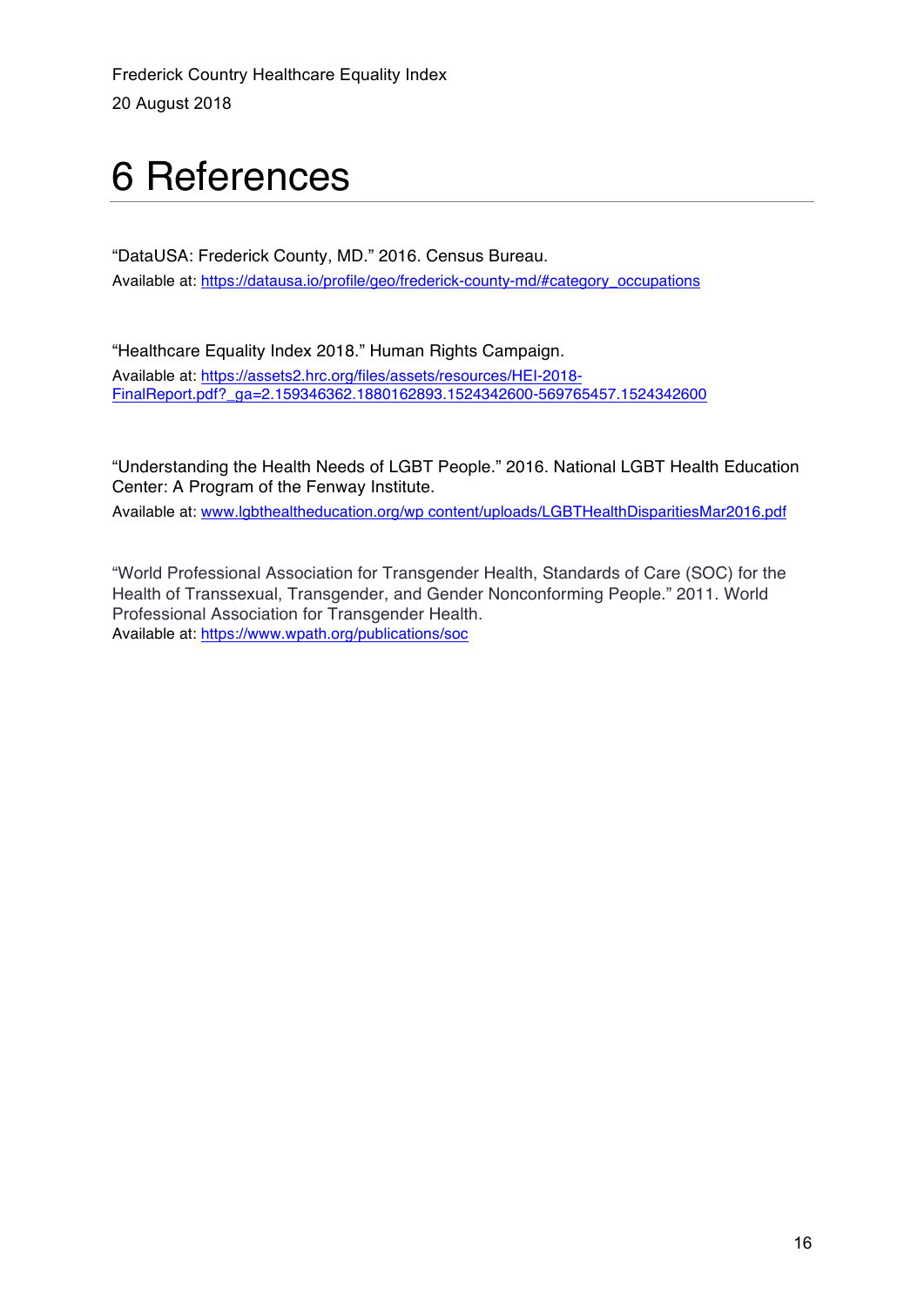# 6 References

"DataUSA: Frederick County, MD." 2016. Census Bureau.
Available at: https://datausa.io/profile/geo/frederick-county-md/#category_occupations

"Healthcare Equality Index 2018." Human Rights Campaign.
Available at: https://assets2.hrc.org/files/assets/resources/HEI-2018-FinalReport.pdf?_ga=2.159346362.1880162893.1524342600-569765457.1524342600

"Understanding the Health Needs of LGBT People." 2016. National LGBT Health Education Center: A Program of the Fenway Institute.
Available at: www.lgbthealtheducation.org/wp content/uploads/LGBTHealthDisparitiesMar2016.pdf

"World Professional Association for Transgender Health, Standards of Care (SOC) for the Health of Transsexual, Transgender, and Gender Nonconforming People." 2011. World Professional Association for Transgender Health.
Available at: https://www.wpath.org/publications/soc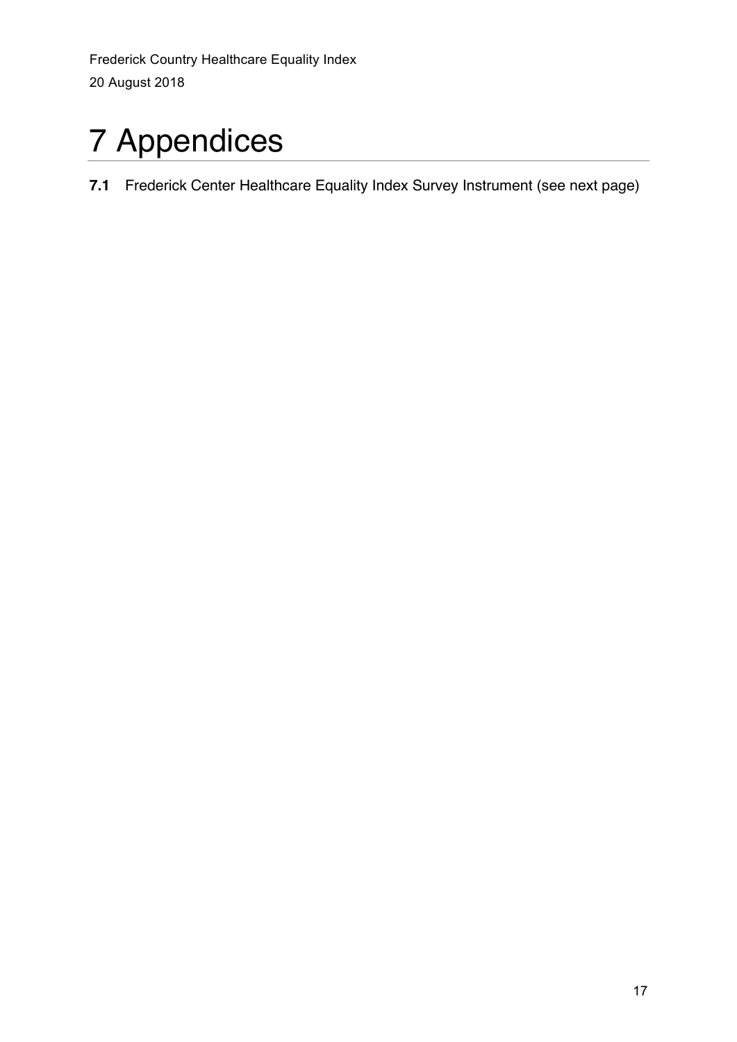# 7 Appendices

**7.1** Frederick Center Healthcare Equality Index Survey Instrument (see next page)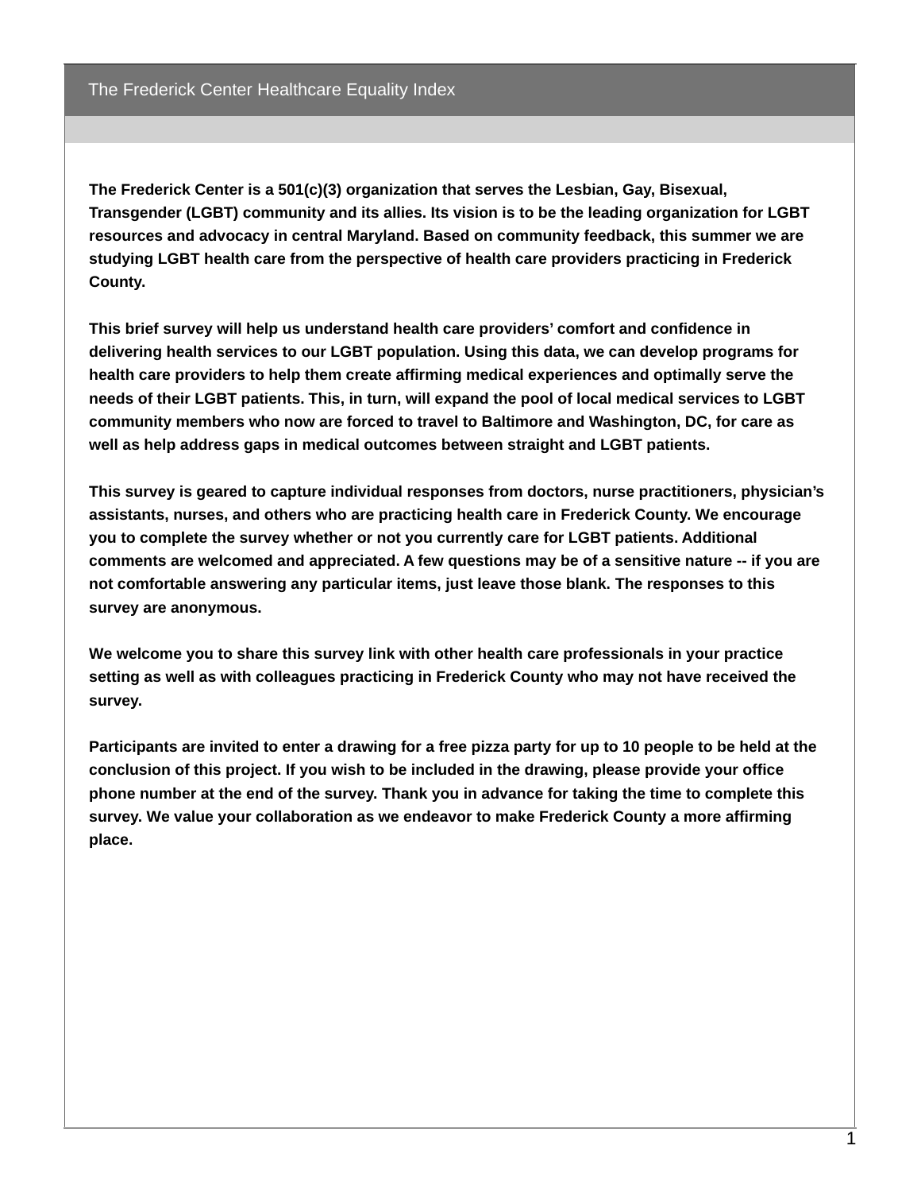# The Frederick Center Healthcare Equality Index

**The Frederick Center is a 501(c)(3) organization that serves the Lesbian, Gay, Bisexual, Transgender (LGBT) community and its allies. Its vision is to be the leading organization for LGBT resources and advocacy in central Maryland. Based on community feedback, this summer we are studying LGBT health care from the perspective of health care providers practicing in Frederick County.**

**This brief survey will help us understand health care providers' comfort and confidence in delivering health services to our LGBT population. Using this data, we can develop programs for health care providers to help them create affirming medical experiences and optimally serve the needs of their LGBT patients. This, in turn, will expand the pool of local medical services to LGBT community members who now are forced to travel to Baltimore and Washington, DC, for care as well as help address gaps in medical outcomes between straight and LGBT patients.**

**This survey is geared to capture individual responses from doctors, nurse practitioners, physician's assistants, nurses, and others who are practicing health care in Frederick County. We encourage you to complete the survey whether or not you currently care for LGBT patients. Additional comments are welcomed and appreciated. A few questions may be of a sensitive nature -- if you are not comfortable answering any particular items, just leave those blank. The responses to this survey are anonymous.**

**We welcome you to share this survey link with other health care professionals in your practice setting as well as with colleagues practicing in Frederick County who may not have received the survey.**

**Participants are invited to enter a drawing for a free pizza party for up to 10 people to be held at the conclusion of this project. If you wish to be included in the drawing, please provide your office phone number at the end of the survey. Thank you in advance for taking the time to complete this survey. We value your collaboration as we endeavor to make Frederick County a more affirming place.**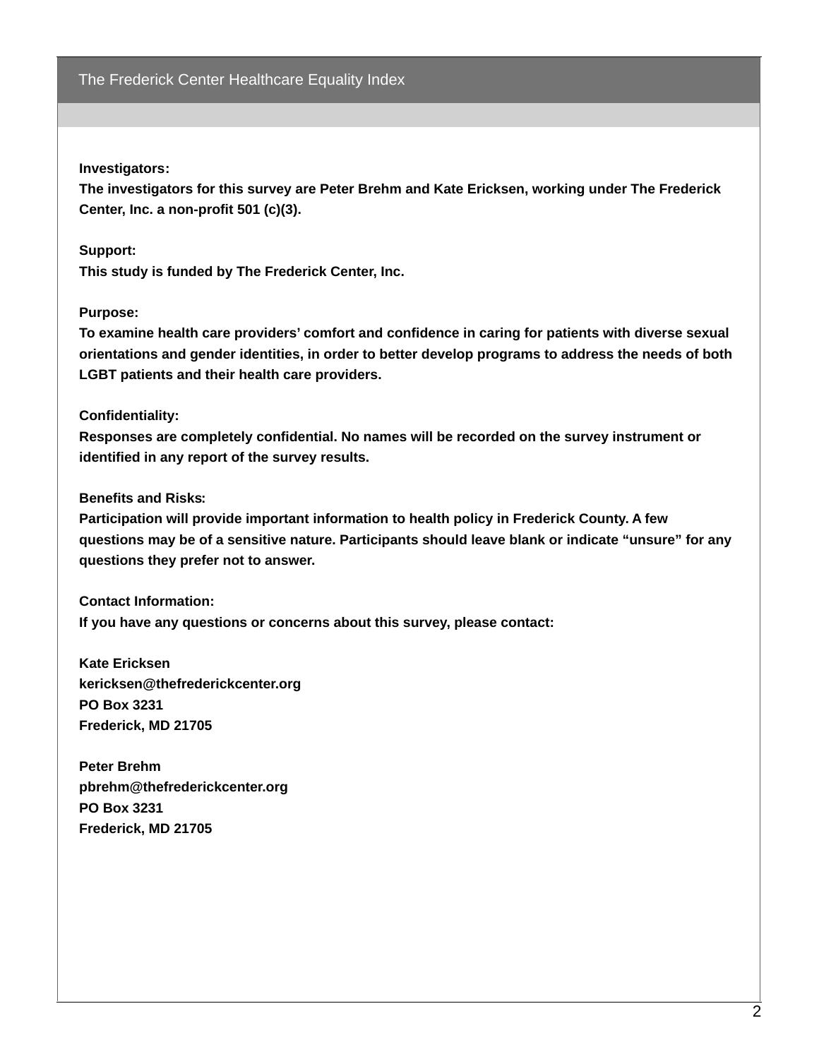## The Frederick Center Healthcare Equality Index

**Investigators:**
**The investigators for this survey are Peter Brehm and Kate Ericksen, working under The Frederick Center, Inc. a non-profit 501 (c)(3).**

**Support:**
**This study is funded by The Frederick Center, Inc.**

**Purpose:**
**To examine health care providers' comfort and confidence in caring for patients with diverse sexual orientations and gender identities, in order to better develop programs to address the needs of both LGBT patients and their health care providers.**

**Confidentiality:**
**Responses are completely confidential. No names will be recorded on the survey instrument or identified in any report of the survey results.**

**Benefits and Risks:**
**Participation will provide important information to health policy in Frederick County. A few questions may be of a sensitive nature. Participants should leave blank or indicate "unsure" for any questions they prefer not to answer.**

**Contact Information:**
**If you have any questions or concerns about this survey, please contact:**

**Kate Ericksen**
**kericksen@thefrederickcenter.org**
**PO Box 3231**
**Frederick, MD 21705**

**Peter Brehm**
**pbrehm@thefrederickcenter.org**
**PO Box 3231**
**Frederick, MD 21705**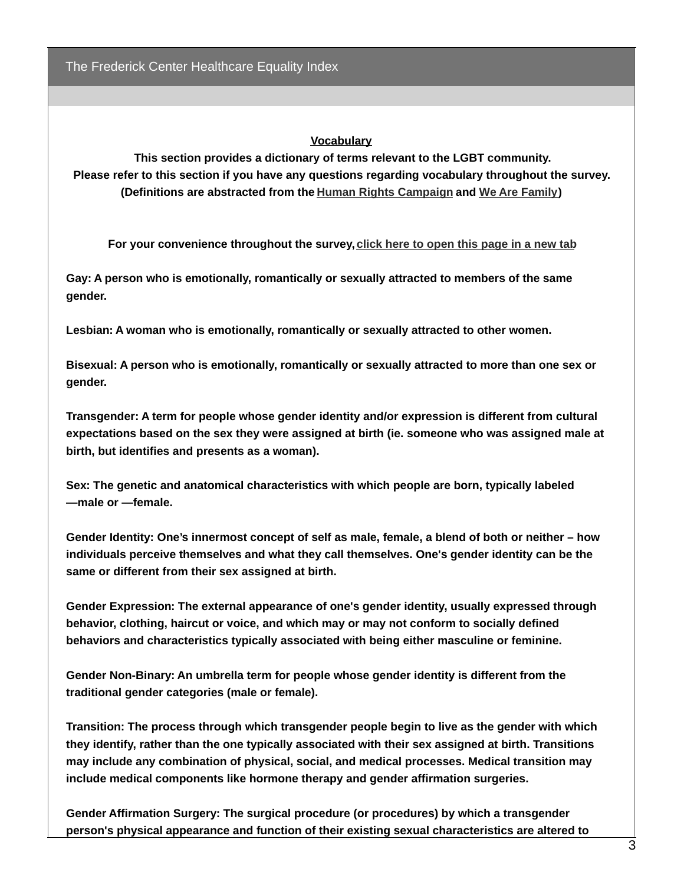The Frederick Center Healthcare Equality Index

**Vocabulary**

**This section provides a dictionary of terms relevant to the LGBT community.**
**Please refer to this section if you have any questions regarding vocabulary throughout the survey.**
**(Definitions are abstracted from the Human Rights Campaign and We Are Family)**

**For your convenience throughout the survey, click here to open this page in a new tab**

**Gay: A person who is emotionally, romantically or sexually attracted to members of the same gender.**

**Lesbian: A woman who is emotionally, romantically or sexually attracted to other women.**

**Bisexual: A person who is emotionally, romantically or sexually attracted to more than one sex or gender.**

**Transgender: A term for people whose gender identity and/or expression is different from cultural expectations based on the sex they were assigned at birth (ie. someone who was assigned male at birth, but identifies and presents as a woman).**

**Sex: The genetic and anatomical characteristics with which people are born, typically labeled —male or —female.**

**Gender Identity: One's innermost concept of self as male, female, a blend of both or neither – how individuals perceive themselves and what they call themselves. One's gender identity can be the same or different from their sex assigned at birth.**

**Gender Expression: The external appearance of one's gender identity, usually expressed through behavior, clothing, haircut or voice, and which may or may not conform to socially defined behaviors and characteristics typically associated with being either masculine or feminine.**

**Gender Non-Binary: An umbrella term for people whose gender identity is different from the traditional gender categories (male or female).**

**Transition: The process through which transgender people begin to live as the gender with which they identify, rather than the one typically associated with their sex assigned at birth. Transitions may include any combination of physical, social, and medical processes. Medical transition may include medical components like hormone therapy and gender affirmation surgeries.**

**Gender Affirmation Surgery: The surgical procedure (or procedures) by which a transgender person's physical appearance and function of their existing sexual characteristics are altered to**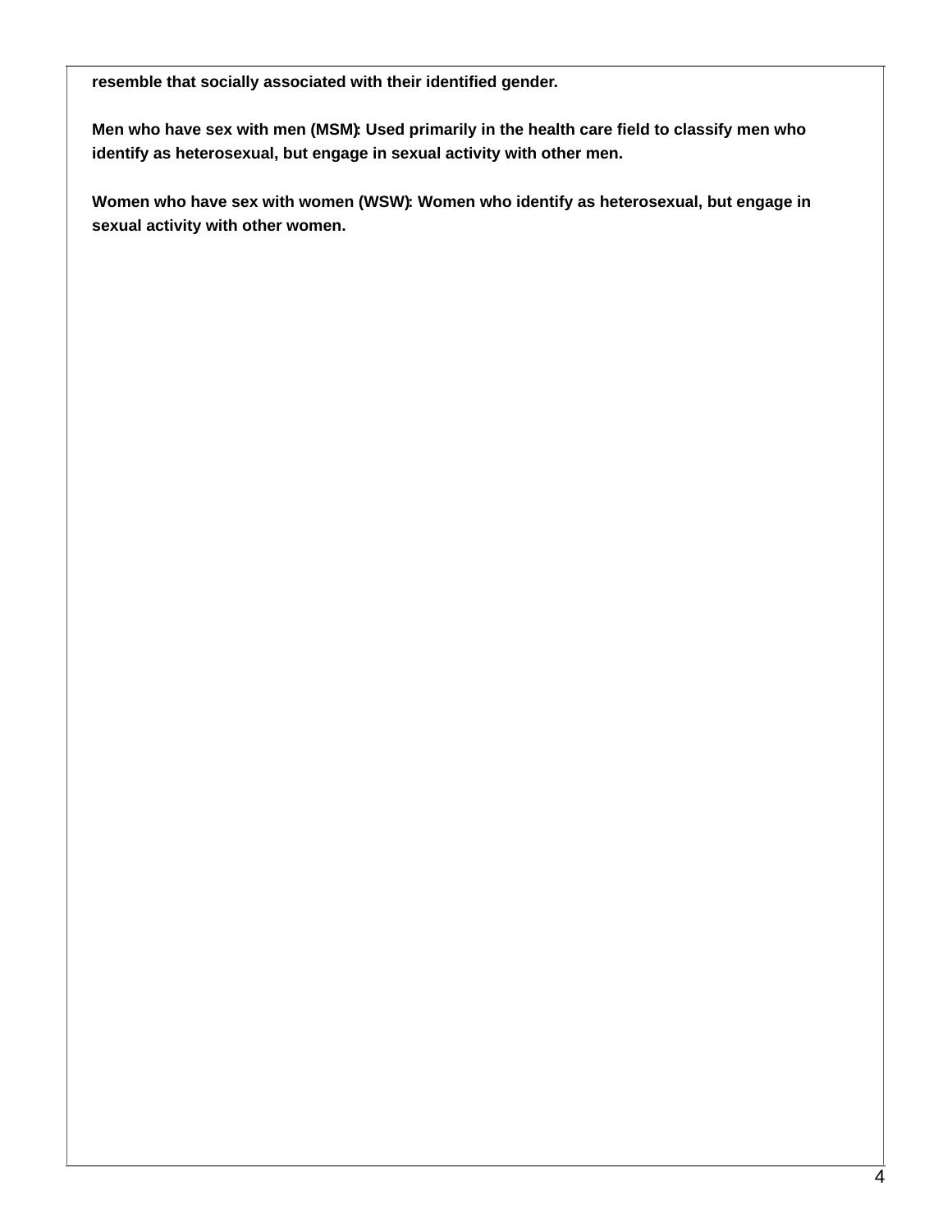**resemble that socially associated with their identified gender.**

**Men who have sex with men (MSM): Used primarily in the health care field to classify men who identify as heterosexual, but engage in sexual activity with other men.**

**Women who have sex with women (WSW): Women who identify as heterosexual, but engage in sexual activity with other women.**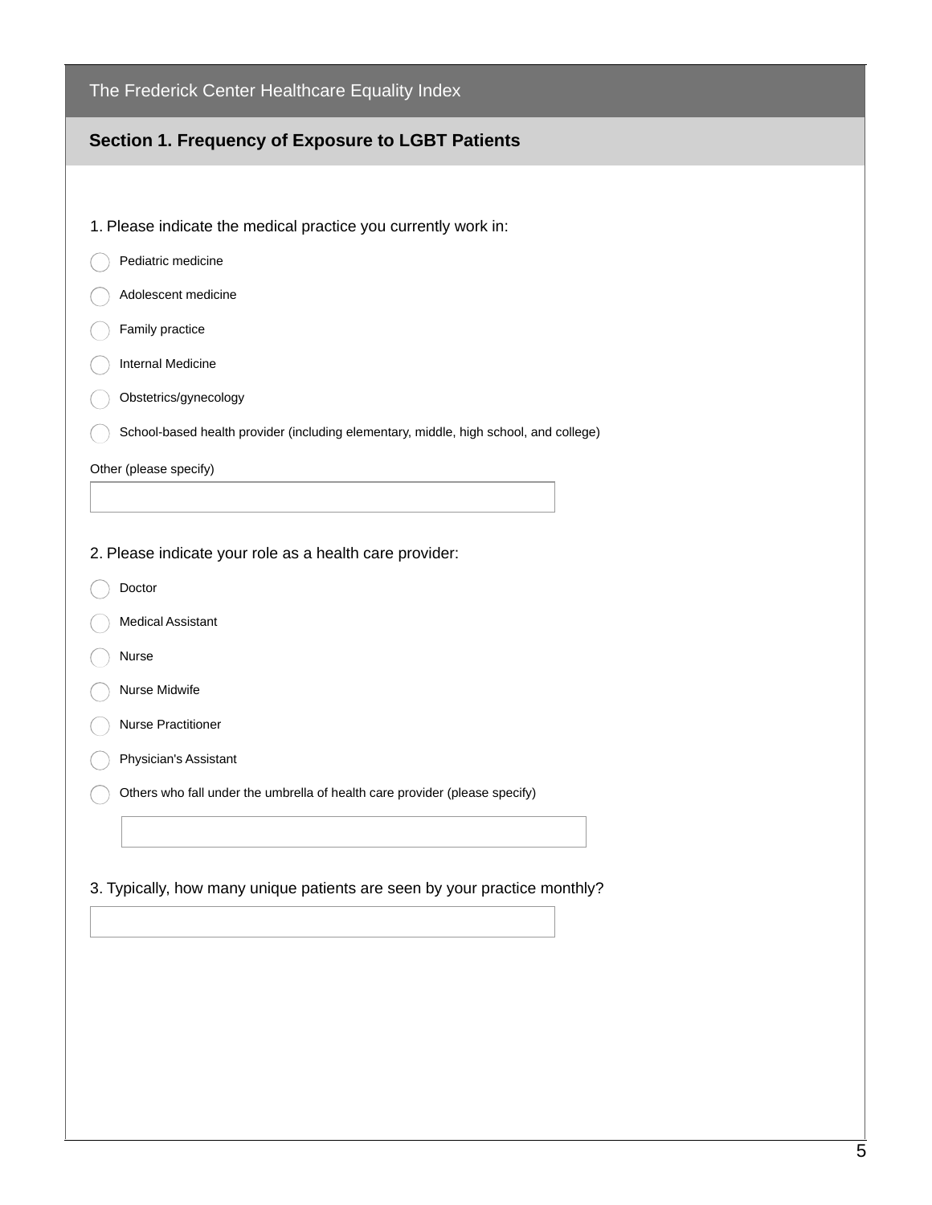# The Frederick Center Healthcare Equality Index

## Section 1. Frequency of Exposure to LGBT Patients

1. Please indicate the medical practice you currently work in:

- ◯ Pediatric medicine
- ◯ Adolescent medicine
- ◯ Family practice
- ◯ Internal Medicine
- ◯ Obstetrics/gynecology
- ◯ School-based health provider (including elementary, middle, high school, and college)

Other (please specify)

\_\_\_\_\_\_\_\_\_\_\_\_\_\_\_\_\_\_\_\_\_\_\_\_\_\_\_\_\_\_

2. Please indicate your role as a health care provider:

- ◯ Doctor
- ◯ Medical Assistant
- ◯ Nurse
- ◯ Nurse Midwife
- ◯ Nurse Practitioner
- ◯ Physician's Assistant
- ◯ Others who fall under the umbrella of health care provider (please specify)

\_\_\_\_\_\_\_\_\_\_\_\_\_\_\_\_\_\_\_\_\_\_\_\_\_\_\_\_\_\_

3. Typically, how many unique patients are seen by your practice monthly?

\_\_\_\_\_\_\_\_\_\_\_\_\_\_\_\_\_\_\_\_\_\_\_\_\_\_\_\_\_\_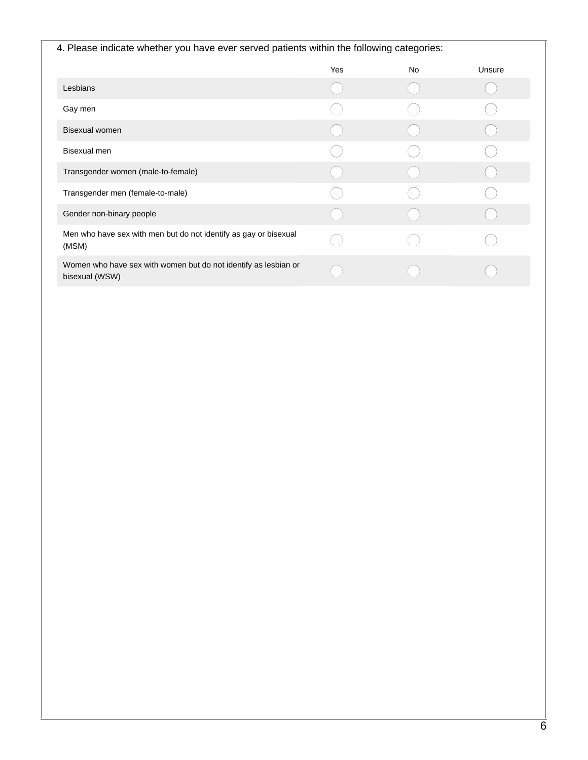4. Please indicate whether you have ever served patients within the following categories:

| | Yes | No | Unsure |
|---|---|---|---|
| Lesbians | ◯ | ◯ | ◯ |
| Gay men | ◯ | ◯ | ◯ |
| Bisexual women | ◯ | ◯ | ◯ |
| Bisexual men | ◯ | ◯ | ◯ |
| Transgender women (male-to-female) | ◯ | ◯ | ◯ |
| Transgender men (female-to-male) | ◯ | ◯ | ◯ |
| Gender non-binary people | ◯ | ◯ | ◯ |
| Men who have sex with men but do not identify as gay or bisexual (MSM) | ◯ | ◯ | ◯ |
| Women who have sex with women but do not identify as lesbian or bisexual (WSW) | ◯ | ◯ | ◯ |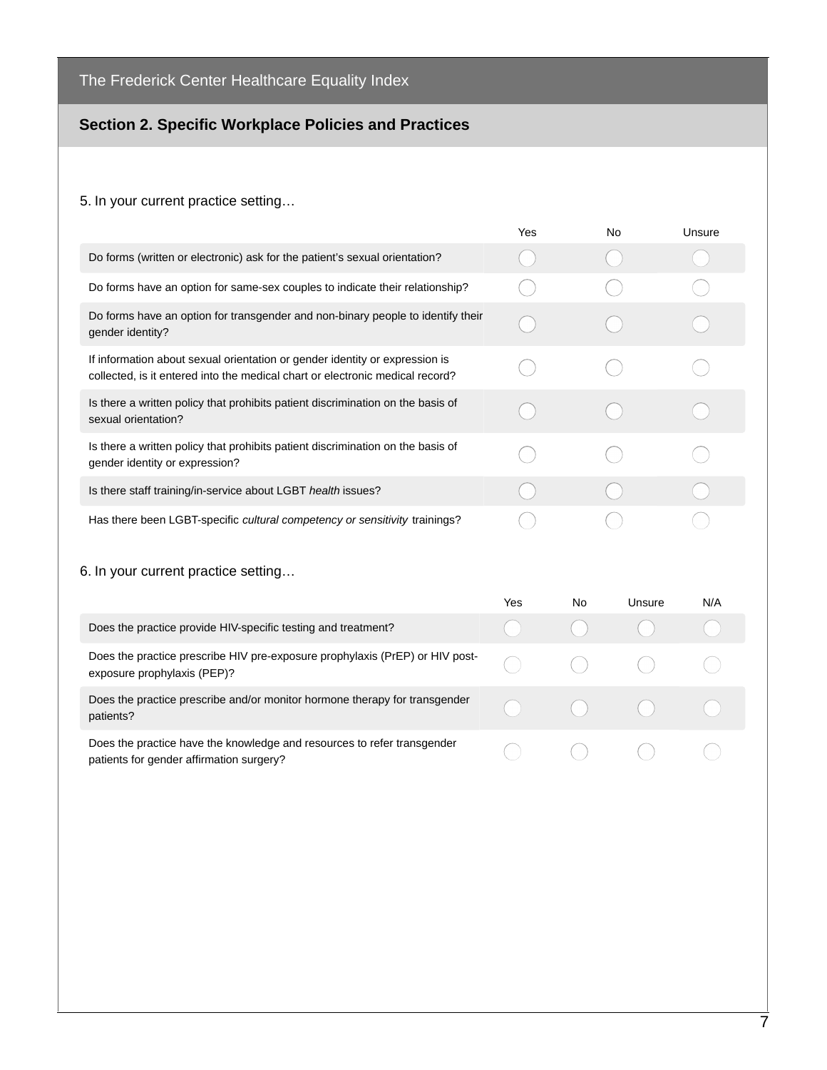The Frederick Center Healthcare Equality Index

## Section 2. Specific Workplace Policies and Practices

5. In your current practice setting…

| | Yes | No | Unsure |
|---|---|---|---|
| Do forms (written or electronic) ask for the patient's sexual orientation? | ◯ | ◯ | ◯ |
| Do forms have an option for same-sex couples to indicate their relationship? | ◯ | ◯ | ◯ |
| Do forms have an option for transgender and non-binary people to identify their gender identity? | ◯ | ◯ | ◯ |
| If information about sexual orientation or gender identity or expression is collected, is it entered into the medical chart or electronic medical record? | ◯ | ◯ | ◯ |
| Is there a written policy that prohibits patient discrimination on the basis of sexual orientation? | ◯ | ◯ | ◯ |
| Is there a written policy that prohibits patient discrimination on the basis of gender identity or expression? | ◯ | ◯ | ◯ |
| Is there staff training/in-service about LGBT *health* issues? | ◯ | ◯ | ◯ |
| Has there been LGBT-specific *cultural competency or sensitivity* trainings? | ◯ | ◯ | ◯ |

6. In your current practice setting…

| | Yes | No | Unsure | N/A |
|---|---|---|---|---|
| Does the practice provide HIV-specific testing and treatment? | ◯ | ◯ | ◯ | ◯ |
| Does the practice prescribe HIV pre-exposure prophylaxis (PrEP) or HIV post-exposure prophylaxis (PEP)? | ◯ | ◯ | ◯ | ◯ |
| Does the practice prescribe and/or monitor hormone therapy for transgender patients? | ◯ | ◯ | ◯ | ◯ |
| Does the practice have the knowledge and resources to refer transgender patients for gender affirmation surgery? | ◯ | ◯ | ◯ | ◯ |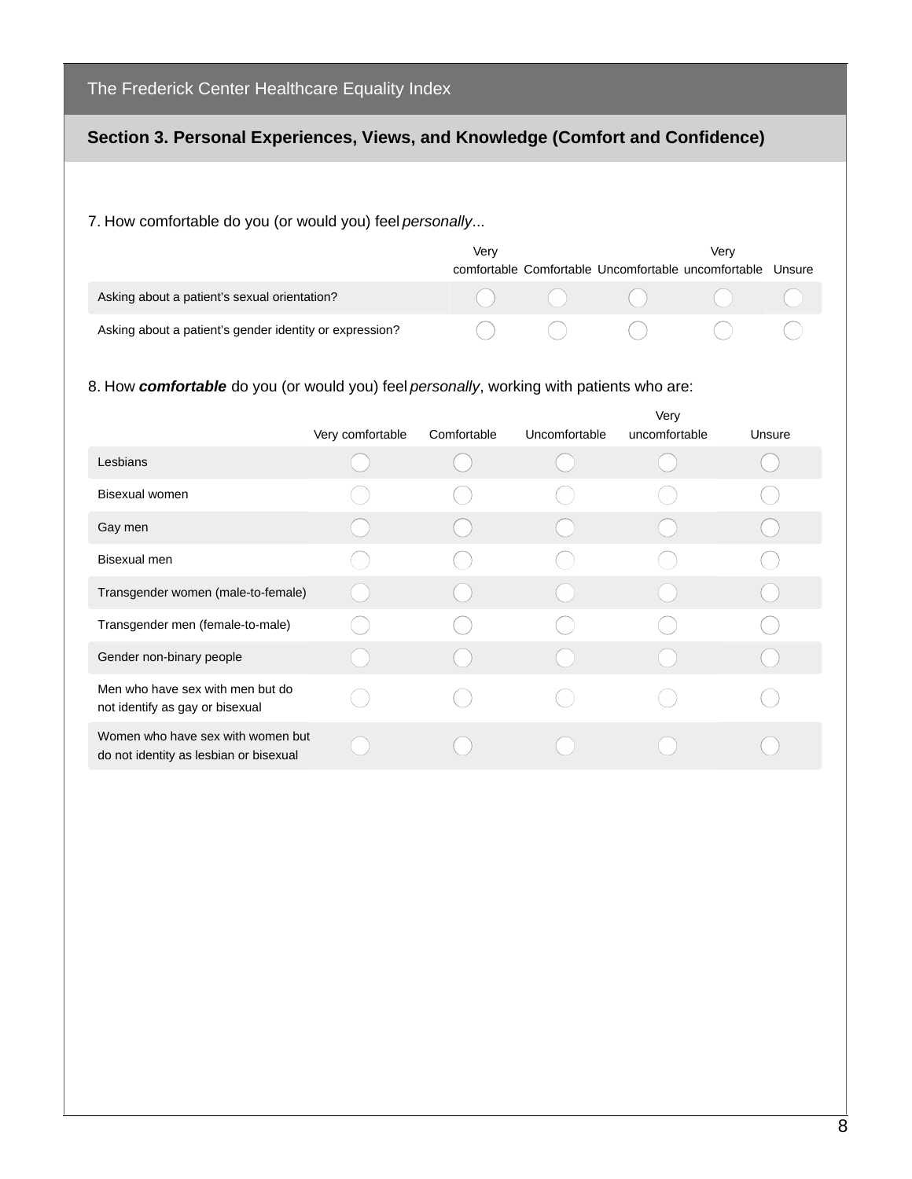# The Frederick Center Healthcare Equality Index

## Section 3. Personal Experiences, Views, and Knowledge (Comfort and Confidence)

7. How comfortable do you (or would you) feel *personally*...

| | Very comfortable | Comfortable | Uncomfortable | Very uncomfortable | Unsure |
|---|---|---|---|---|---|
| Asking about a patient's sexual orientation? | ◯ | ◯ | ◯ | ◯ | ◯ |
| Asking about a patient's gender identity or expression? | ◯ | ◯ | ◯ | ◯ | ◯ |

8. How ***comfortable*** do you (or would you) feel *personally*, working with patients who are:

| | Very comfortable | Comfortable | Uncomfortable | Very uncomfortable | Unsure |
|---|---|---|---|---|---|
| Lesbians | ◯ | ◯ | ◯ | ◯ | ◯ |
| Bisexual women | ◯ | ◯ | ◯ | ◯ | ◯ |
| Gay men | ◯ | ◯ | ◯ | ◯ | ◯ |
| Bisexual men | ◯ | ◯ | ◯ | ◯ | ◯ |
| Transgender women (male-to-female) | ◯ | ◯ | ◯ | ◯ | ◯ |
| Transgender men (female-to-male) | ◯ | ◯ | ◯ | ◯ | ◯ |
| Gender non-binary people | ◯ | ◯ | ◯ | ◯ | ◯ |
| Men who have sex with men but do not identify as gay or bisexual | ◯ | ◯ | ◯ | ◯ | ◯ |
| Women who have sex with women but do not identity as lesbian or bisexual | ◯ | ◯ | ◯ | ◯ | ◯ |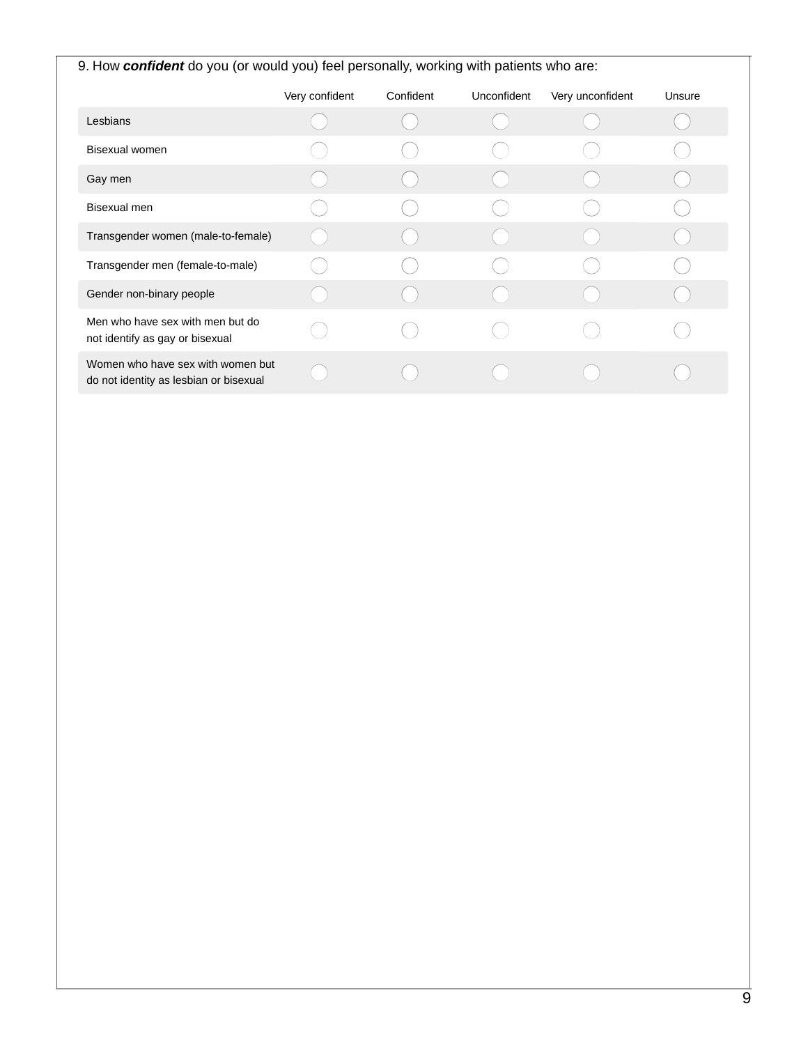9. How ***confident*** do you (or would you) feel personally, working with patients who are:

| | Very confident | Confident | Unconfident | Very unconfident | Unsure |
|---|---|---|---|---|---|
| Lesbians | ◯ | ◯ | ◯ | ◯ | ◯ |
| Bisexual women | ◯ | ◯ | ◯ | ◯ | ◯ |
| Gay men | ◯ | ◯ | ◯ | ◯ | ◯ |
| Bisexual men | ◯ | ◯ | ◯ | ◯ | ◯ |
| Transgender women (male-to-female) | ◯ | ◯ | ◯ | ◯ | ◯ |
| Transgender men (female-to-male) | ◯ | ◯ | ◯ | ◯ | ◯ |
| Gender non-binary people | ◯ | ◯ | ◯ | ◯ | ◯ |
| Men who have sex with men but do not identify as gay or bisexual | ◯ | ◯ | ◯ | ◯ | ◯ |
| Women who have sex with women but do not identity as lesbian or bisexual | ◯ | ◯ | ◯ | ◯ | ◯ |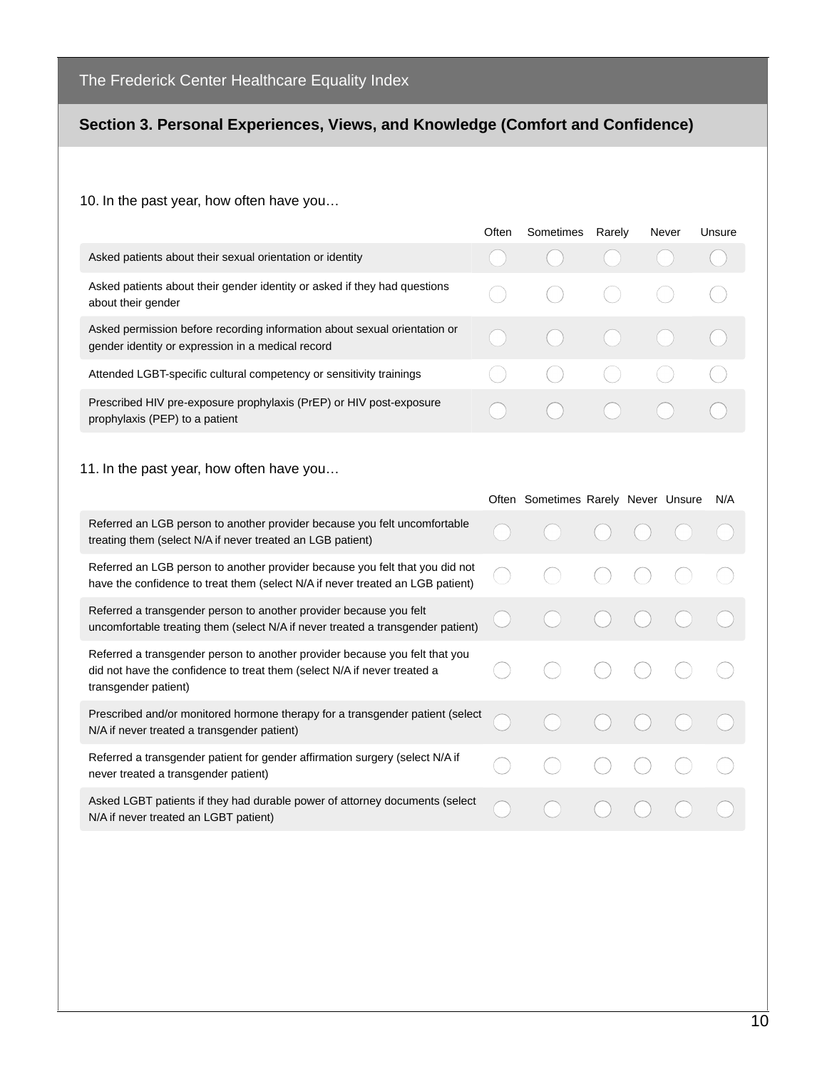The Frederick Center Healthcare Equality Index

## Section 3. Personal Experiences, Views, and Knowledge (Comfort and Confidence)

10. In the past year, how often have you…

| | Often | Sometimes | Rarely | Never | Unsure |
|---|---|---|---|---|---|
| Asked patients about their sexual orientation or identity | ◯ | ◯ | ◯ | ◯ | ◯ |
| Asked patients about their gender identity or asked if they had questions about their gender | ◯ | ◯ | ◯ | ◯ | ◯ |
| Asked permission before recording information about sexual orientation or gender identity or expression in a medical record | ◯ | ◯ | ◯ | ◯ | ◯ |
| Attended LGBT-specific cultural competency or sensitivity trainings | ◯ | ◯ | ◯ | ◯ | ◯ |
| Prescribed HIV pre-exposure prophylaxis (PrEP) or HIV post-exposure prophylaxis (PEP) to a patient | ◯ | ◯ | ◯ | ◯ | ◯ |

11. In the past year, how often have you…

| | Often | Sometimes | Rarely | Never | Unsure | N/A |
|---|---|---|---|---|---|---|
| Referred an LGB person to another provider because you felt uncomfortable treating them (select N/A if never treated an LGB patient) | ◯ | ◯ | ◯ | ◯ | ◯ | ◯ |
| Referred an LGB person to another provider because you felt that you did not have the confidence to treat them (select N/A if never treated an LGB patient) | ◯ | ◯ | ◯ | ◯ | ◯ | ◯ |
| Referred a transgender person to another provider because you felt uncomfortable treating them (select N/A if never treated a transgender patient) | ◯ | ◯ | ◯ | ◯ | ◯ | ◯ |
| Referred a transgender person to another provider because you felt that you did not have the confidence to treat them (select N/A if never treated a transgender patient) | ◯ | ◯ | ◯ | ◯ | ◯ | ◯ |
| Prescribed and/or monitored hormone therapy for a transgender patient (select N/A if never treated a transgender patient) | ◯ | ◯ | ◯ | ◯ | ◯ | ◯ |
| Referred a transgender patient for gender affirmation surgery (select N/A if never treated a transgender patient) | ◯ | ◯ | ◯ | ◯ | ◯ | ◯ |
| Asked LGBT patients if they had durable power of attorney documents (select N/A if never treated an LGBT patient) | ◯ | ◯ | ◯ | ◯ | ◯ | ◯ |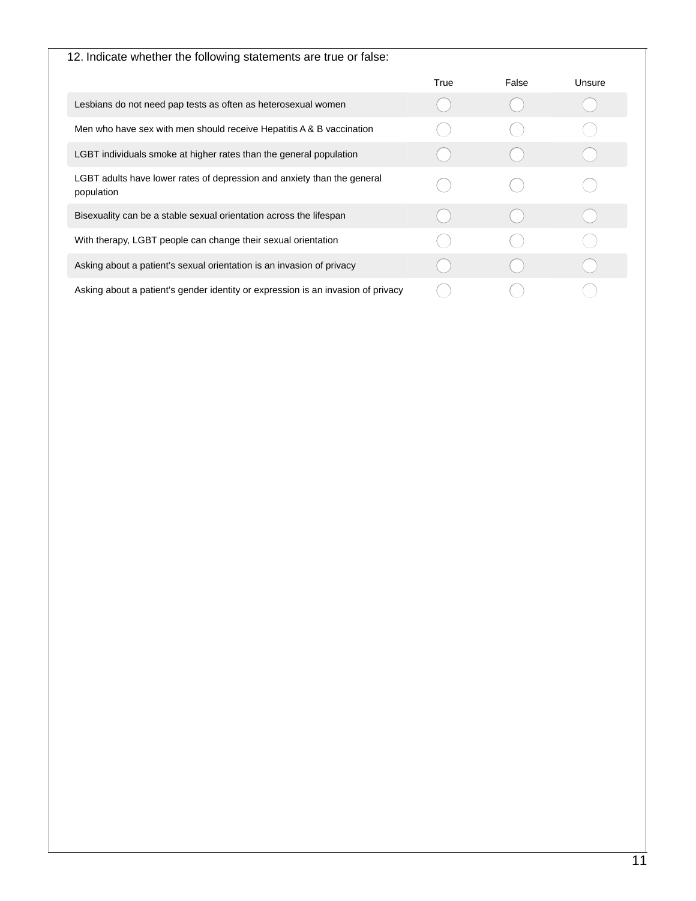12. Indicate whether the following statements are true or false:

| | True | False | Unsure |
|---|---|---|---|
| Lesbians do not need pap tests as often as heterosexual women | ◯ | ◯ | ◯ |
| Men who have sex with men should receive Hepatitis A & B vaccination | ◯ | ◯ | ◯ |
| LGBT individuals smoke at higher rates than the general population | ◯ | ◯ | ◯ |
| LGBT adults have lower rates of depression and anxiety than the general population | ◯ | ◯ | ◯ |
| Bisexuality can be a stable sexual orientation across the lifespan | ◯ | ◯ | ◯ |
| With therapy, LGBT people can change their sexual orientation | ◯ | ◯ | ◯ |
| Asking about a patient's sexual orientation is an invasion of privacy | ◯ | ◯ | ◯ |
| Asking about a patient's gender identity or expression is an invasion of privacy | ◯ | ◯ | ◯ |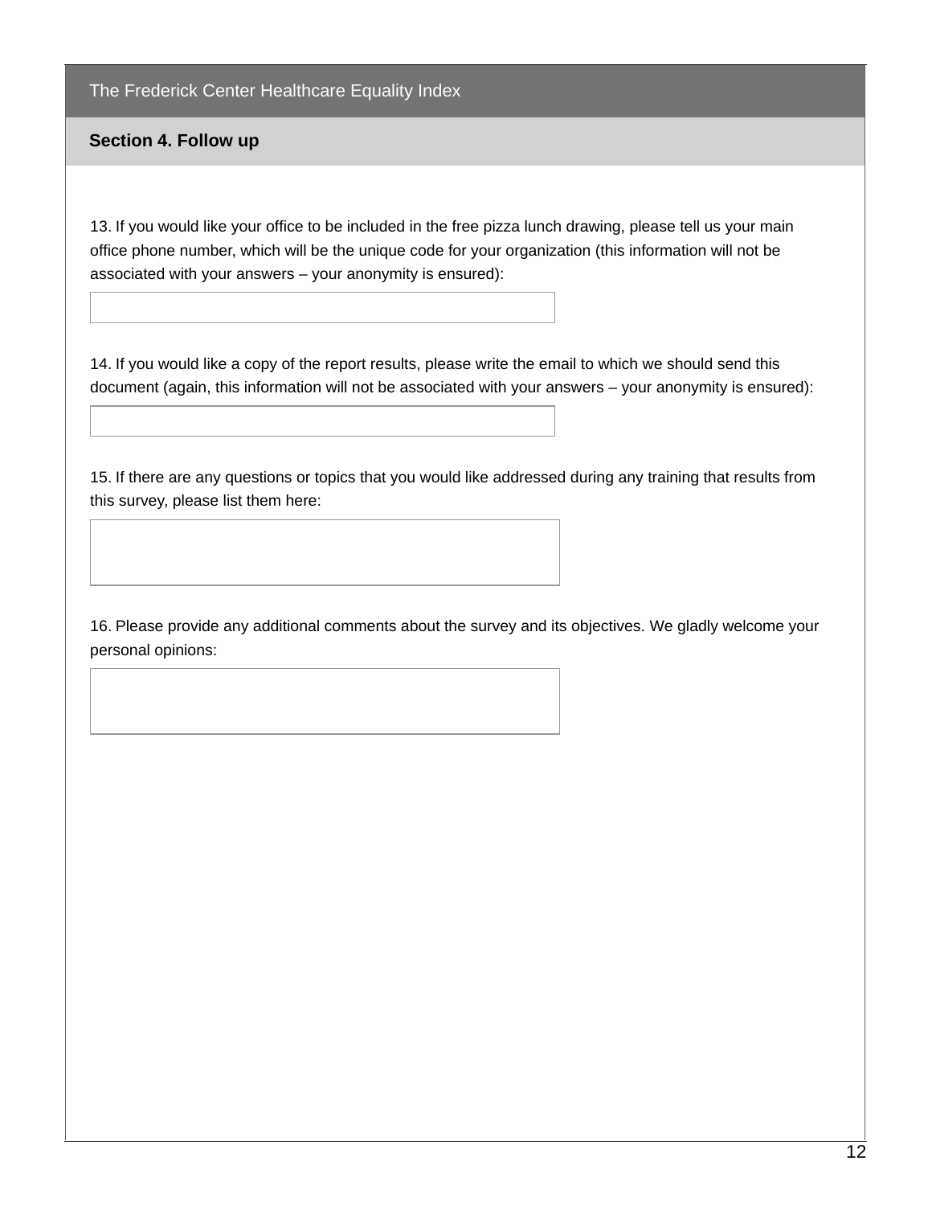The Frederick Center Healthcare Equality Index

## Section 4. Follow up

13. If you would like your office to be included in the free pizza lunch drawing, please tell us your main office phone number, which will be the unique code for your organization (this information will not be associated with your answers – your anonymity is ensured):

14. If you would like a copy of the report results, please write the email to which we should send this document (again, this information will not be associated with your answers – your anonymity is ensured):

15. If there are any questions or topics that you would like addressed during any training that results from this survey, please list them here:

16. Please provide any additional comments about the survey and its objectives. We gladly welcome your personal opinions: